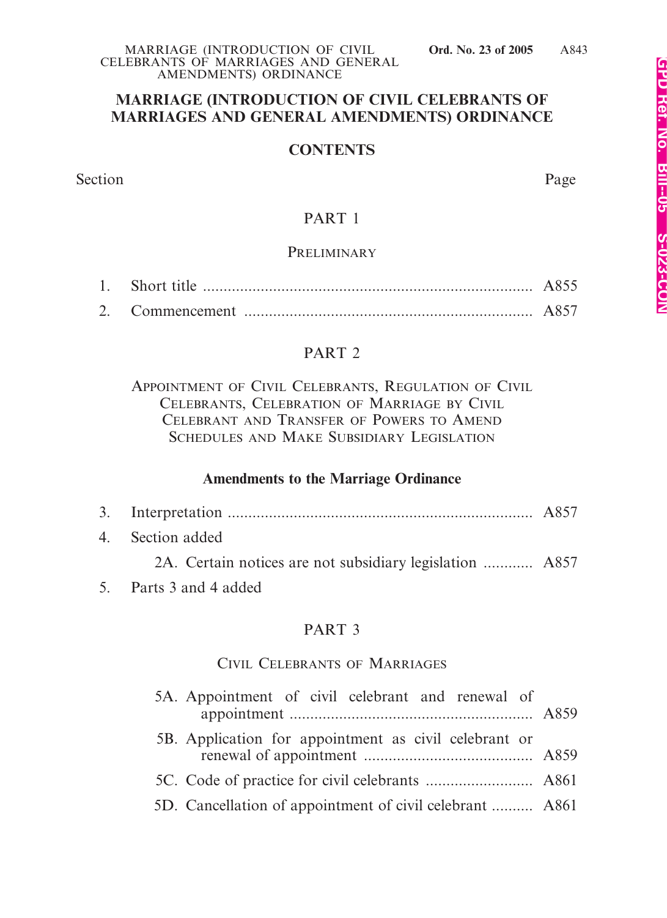# MARRIAGE (INTRODUCTION OF CIVIL CELEBRANTS OF MARRIAGES AND GENERAL AMENDMENTS) ORDINANCE

## CONTENTS

Section | Page

### PART 1

#### PRELIMINARY

1. Short title ............................................................................... A855
2. Commencement ..................................................................... A857

### PART 2

#### APPOINTMENT OF CIVIL CELEBRANTS, REGULATION OF CIVIL CELEBRANTS, CELEBRATION OF MARRIAGE BY CIVIL CELEBRANT AND TRANSFER OF POWERS TO AMEND SCHEDULES AND MAKE SUBSIDIARY LEGISLATION

**Amendments to the Marriage Ordinance**

3. Interpretation .......................................................................... A857
4. Section added
   - 2A. Certain notices are not subsidiary legislation ............ A857
5. Parts 3 and 4 added

### PART 3

#### CIVIL CELEBRANTS OF MARRIAGES

- 5A. Appointment of civil celebrant and renewal of appointment ........................................................... A859
- 5B. Application for appointment as civil celebrant or renewal of appointment ......................................... A859
- 5C. Code of practice for civil celebrants .......................... A861
- 5D. Cancellation of appointment of civil celebrant .......... A861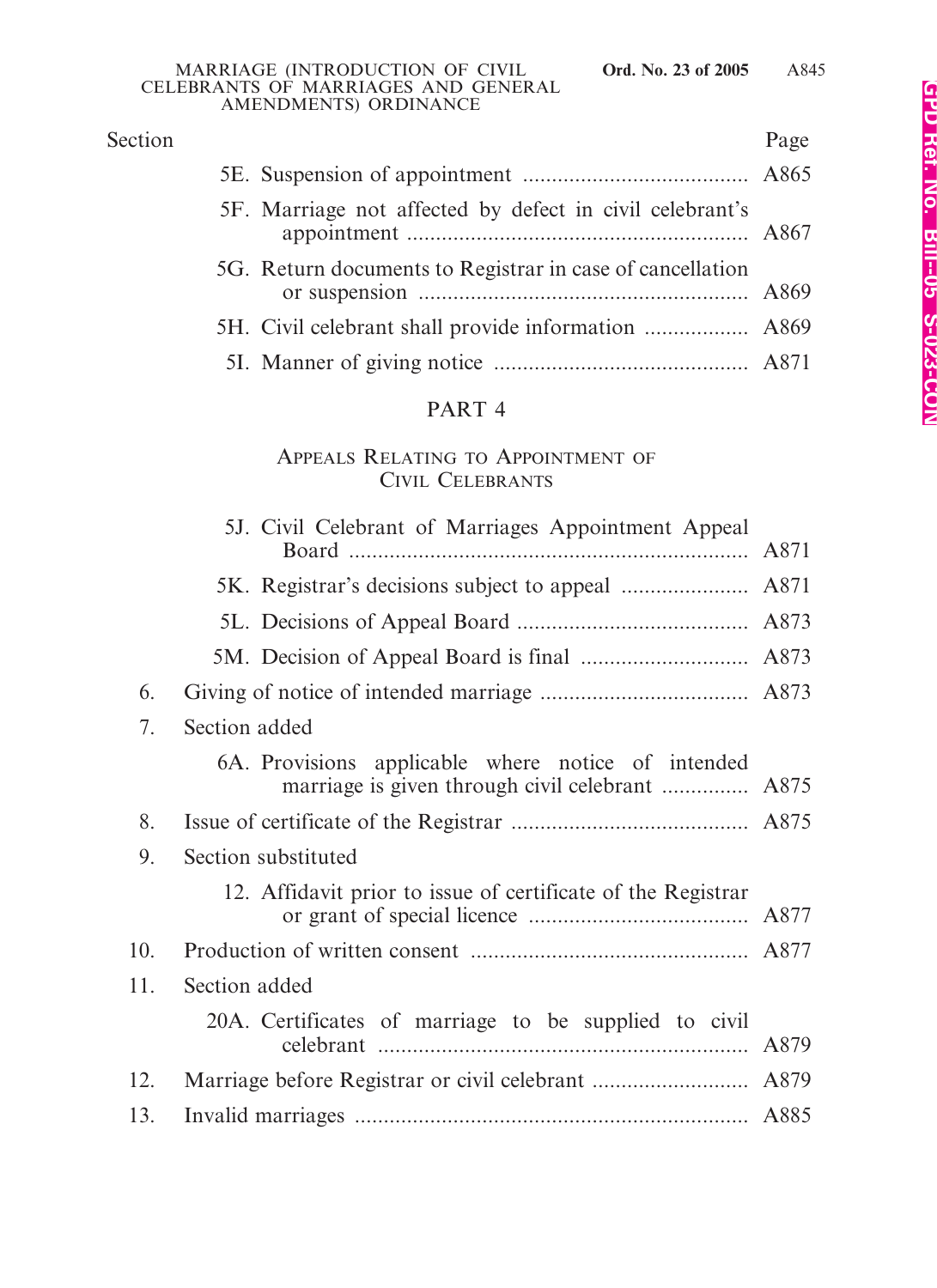| Section | | Page |
|---|---|---|
| | 5E. Suspension of appointment | A865 |
| | 5F. Marriage not affected by defect in civil celebrant's appointment | A867 |
| | 5G. Return documents to Registrar in case of cancellation or suspension | A869 |
| | 5H. Civil celebrant shall provide information | A869 |
| | 5I. Manner of giving notice | A871 |

PART 4

APPEALS RELATING TO APPOINTMENT OF CIVIL CELEBRANTS

| Section | | Page |
|---|---|---|
| | 5J. Civil Celebrant of Marriages Appointment Appeal Board | A871 |
| | 5K. Registrar's decisions subject to appeal | A871 |
| | 5L. Decisions of Appeal Board | A873 |
| | 5M. Decision of Appeal Board is final | A873 |
| 6. | Giving of notice of intended marriage | A873 |
| 7. | Section added | |
| | 6A. Provisions applicable where notice of intended marriage is given through civil celebrant | A875 |
| 8. | Issue of certificate of the Registrar | A875 |
| 9. | Section substituted | |
| | 12. Affidavit prior to issue of certificate of the Registrar or grant of special licence | A877 |
| 10. | Production of written consent | A877 |
| 11. | Section added | |
| | 20A. Certificates of marriage to be supplied to civil celebrant | A879 |
| 12. | Marriage before Registrar or civil celebrant | A879 |
| 13. | Invalid marriages | A885 |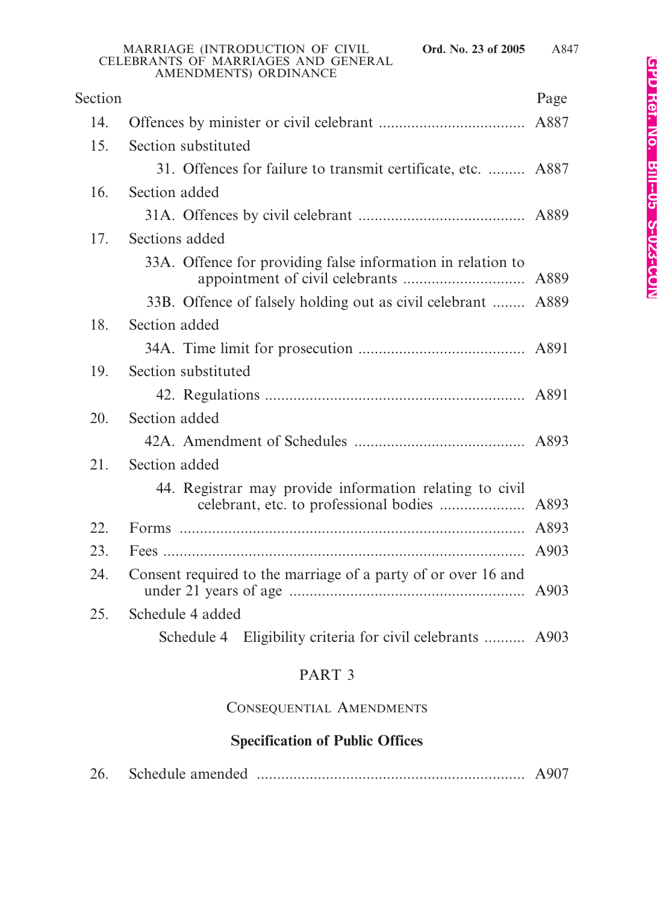| Section | | Page |
|---|---|---|
| 14. | Offences by minister or civil celebrant | A887 |
| 15. | Section substituted | |
| | 31. Offences for failure to transmit certificate, etc. | A887 |
| 16. | Section added | |
| | 31A. Offences by civil celebrant | A889 |
| 17. | Sections added | |
| | 33A. Offence for providing false information in relation to appointment of civil celebrants | A889 |
| | 33B. Offence of falsely holding out as civil celebrant | A889 |
| 18. | Section added | |
| | 34A. Time limit for prosecution | A891 |
| 19. | Section substituted | |
| | 42. Regulations | A891 |
| 20. | Section added | |
| | 42A. Amendment of Schedules | A893 |
| 21. | Section added | |
| | 44. Registrar may provide information relating to civil celebrant, etc. to professional bodies | A893 |
| 22. | Forms | A893 |
| 23. | Fees | A903 |
| 24. | Consent required to the marriage of a party of or over 16 and under 21 years of age | A903 |
| 25. | Schedule 4 added | |
| | Schedule 4 Eligibility criteria for civil celebrants | A903 |

## PART 3

### CONSEQUENTIAL AMENDMENTS

**Specification of Public Offices**

| | | |
|---|---|---|
| 26. | Schedule amended | A907 |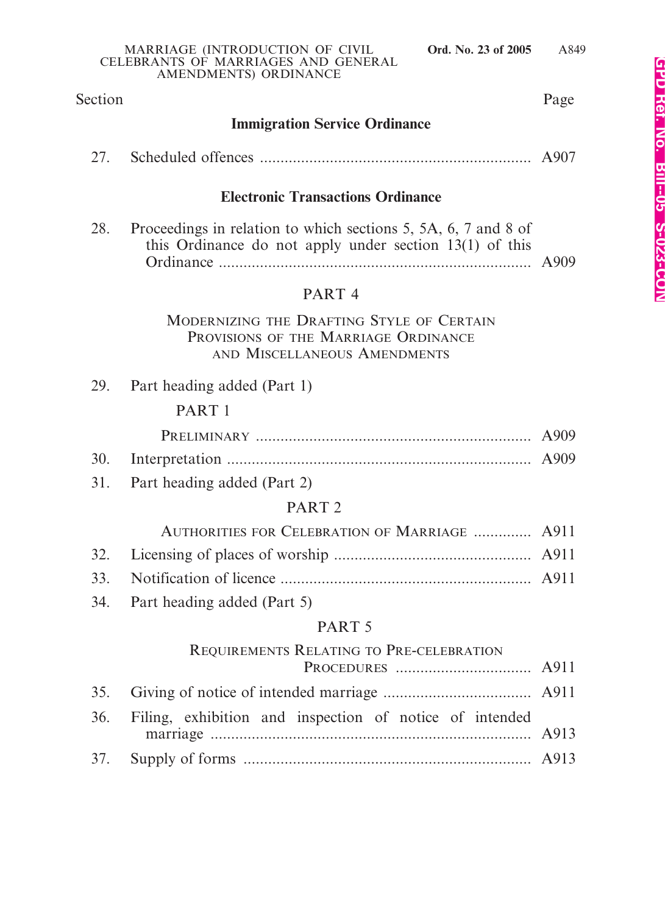| Section | | Page |
|---|---|---|
| | **Immigration Service Ordinance** | |
| 27. | Scheduled offences | A907 |
| | **Electronic Transactions Ordinance** | |
| 28. | Proceedings in relation to which sections 5, 5A, 6, 7 and 8 of this Ordinance do not apply under section 13(1) of this Ordinance | A909 |
| | PART 4 | |
| | MODERNIZING THE DRAFTING STYLE OF CERTAIN PROVISIONS OF THE MARRIAGE ORDINANCE AND MISCELLANEOUS AMENDMENTS | |
| 29. | Part heading added (Part 1) | |
| | PART 1 | |
| | PRELIMINARY | A909 |
| 30. | Interpretation | A909 |
| 31. | Part heading added (Part 2) | |
| | PART 2 | |
| | AUTHORITIES FOR CELEBRATION OF MARRIAGE | A911 |
| 32. | Licensing of places of worship | A911 |
| 33. | Notification of licence | A911 |
| 34. | Part heading added (Part 5) | |
| | PART 5 | |
| | REQUIREMENTS RELATING TO PRE-CELEBRATION PROCEDURES | A911 |
| 35. | Giving of notice of intended marriage | A911 |
| 36. | Filing, exhibition and inspection of notice of intended marriage | A913 |
| 37. | Supply of forms | A913 |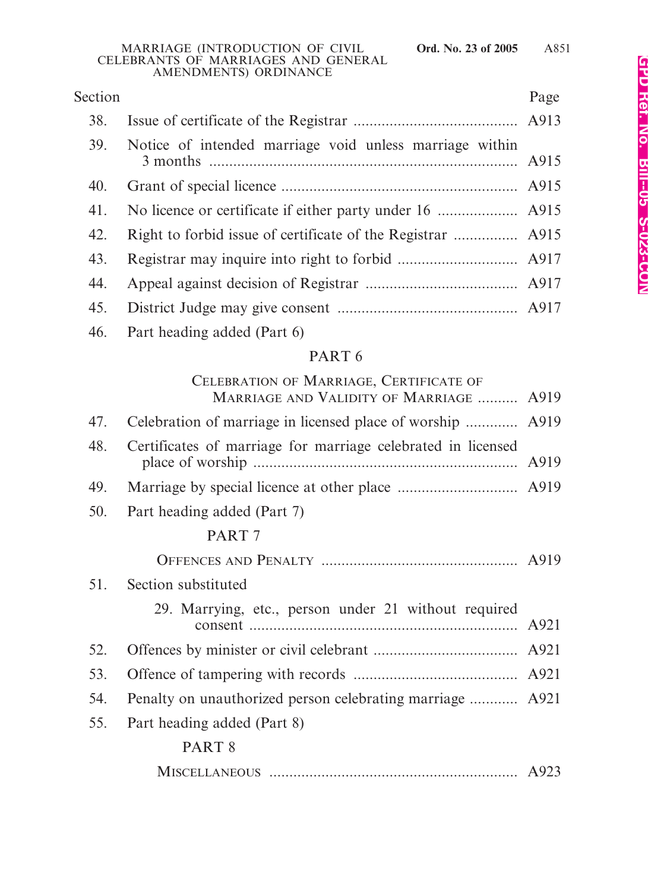| Section | | Page |
|---|---|---|
| 38. | Issue of certificate of the Registrar | A913 |
| 39. | Notice of intended marriage void unless marriage within 3 months | A915 |
| 40. | Grant of special licence | A915 |
| 41. | No licence or certificate if either party under 16 | A915 |
| 42. | Right to forbid issue of certificate of the Registrar | A915 |
| 43. | Registrar may inquire into right to forbid | A917 |
| 44. | Appeal against decision of Registrar | A917 |
| 45. | District Judge may give consent | A917 |
| 46. | Part heading added (Part 6) | |
| | PART 6 | |
| | CELEBRATION OF MARRIAGE, CERTIFICATE OF MARRIAGE AND VALIDITY OF MARRIAGE | A919 |
| 47. | Celebration of marriage in licensed place of worship | A919 |
| 48. | Certificates of marriage for marriage celebrated in licensed place of worship | A919 |
| 49. | Marriage by special licence at other place | A919 |
| 50. | Part heading added (Part 7) | |
| | PART 7 | |
| | OFFENCES AND PENALTY | A919 |
| 51. | Section substituted | |
| | 29. Marrying, etc., person under 21 without required consent | A921 |
| 52. | Offences by minister or civil celebrant | A921 |
| 53. | Offence of tampering with records | A921 |
| 54. | Penalty on unauthorized person celebrating marriage | A921 |
| 55. | Part heading added (Part 8) | |
| | PART 8 | |
| | MISCELLANEOUS | A923 |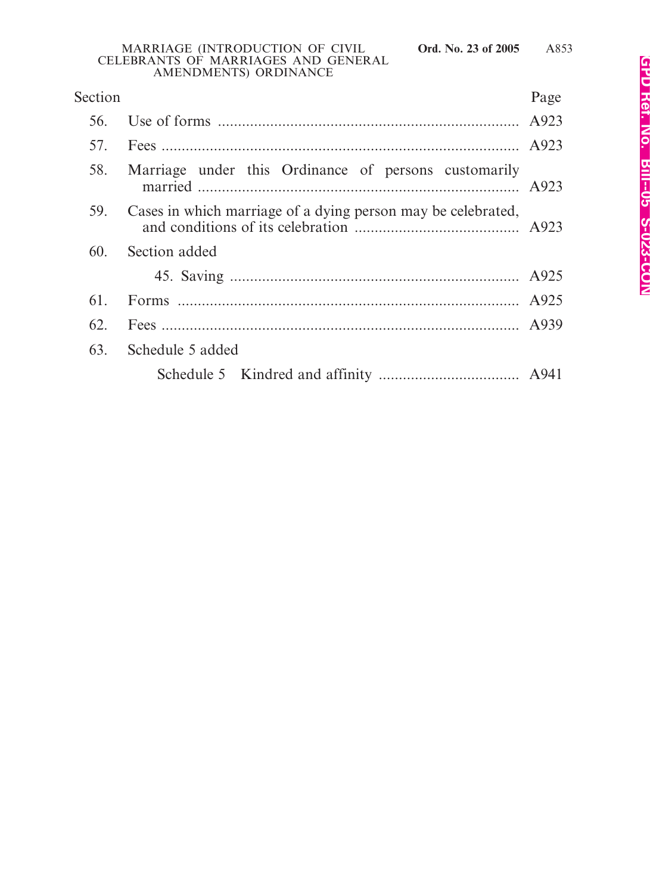| Section | | Page |
|---|---|---|
| 56. | Use of forms | A923 |
| 57. | Fees | A923 |
| 58. | Marriage under this Ordinance of persons customarily married | A923 |
| 59. | Cases in which marriage of a dying person may be celebrated, and conditions of its celebration | A923 |
| 60. | Section added | |
| | 45. Saving | A925 |
| 61. | Forms | A925 |
| 62. | Fees | A939 |
| 63. | Schedule 5 added | |
| | Schedule 5 Kindred and affinity | A941 |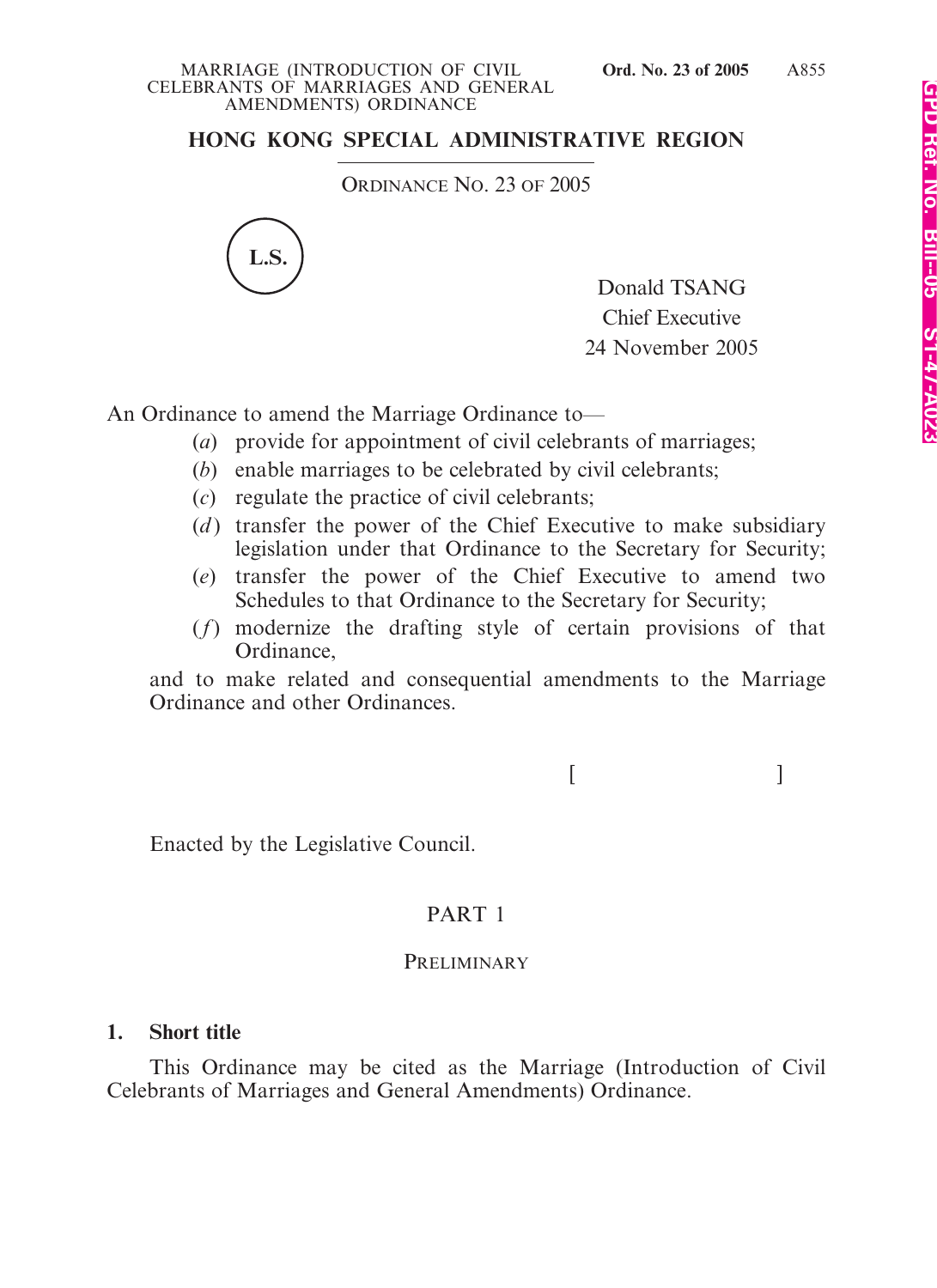# HONG KONG SPECIAL ADMINISTRATIVE REGION

ORDINANCE NO. 23 OF 2005

L.S.

Donald TSANG
Chief Executive
24 November 2005

An Ordinance to amend the Marriage Ordinance to—

(*a*) provide for appointment of civil celebrants of marriages;
(*b*) enable marriages to be celebrated by civil celebrants;
(*c*) regulate the practice of civil celebrants;
(*d*) transfer the power of the Chief Executive to make subsidiary legislation under that Ordinance to the Secretary for Security;
(*e*) transfer the power of the Chief Executive to amend two Schedules to that Ordinance to the Secretary for Security;
(*f*) modernize the drafting style of certain provisions of that Ordinance,

and to make related and consequential amendments to the Marriage Ordinance and other Ordinances.

[ ]

Enacted by the Legislative Council.

## PART 1

## PRELIMINARY

### 1. Short title

This Ordinance may be cited as the Marriage (Introduction of Civil Celebrants of Marriages and General Amendments) Ordinance.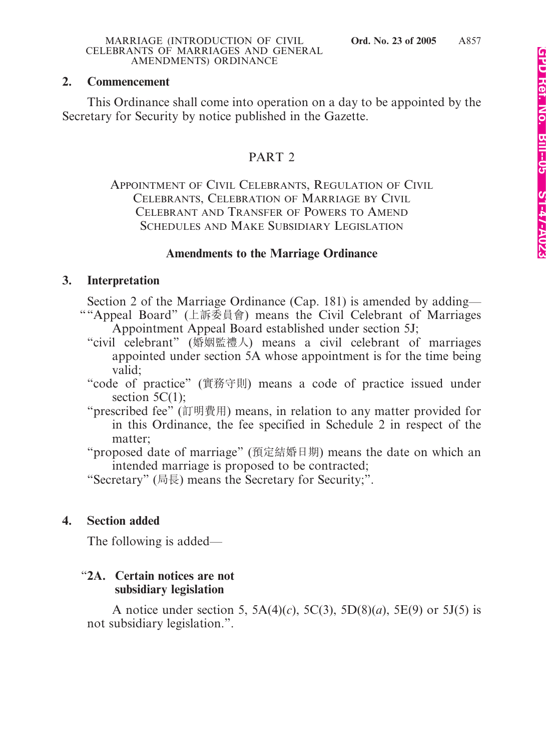**2. Commencement**

This Ordinance shall come into operation on a day to be appointed by the Secretary for Security by notice published in the Gazette.

## PART 2

### Appointment of Civil Celebrants, Regulation of Civil Celebrants, Celebration of Marriage by Civil Celebrant and Transfer of Powers to Amend Schedules and Make Subsidiary Legislation

**Amendments to the Marriage Ordinance**

**3. Interpretation**

Section 2 of the Marriage Ordinance (Cap. 181) is amended by adding—

""Appeal Board" (上訴委員會) means the Civil Celebrant of Marriages Appointment Appeal Board established under section 5J;

"civil celebrant" (婚姻監禮人) means a civil celebrant of marriages appointed under section 5A whose appointment is for the time being valid;

"code of practice" (實務守則) means a code of practice issued under section 5C(1);

"prescribed fee" (訂明費用) means, in relation to any matter provided for in this Ordinance, the fee specified in Schedule 2 in respect of the matter;

"proposed date of marriage" (預定結婚日期) means the date on which an intended marriage is proposed to be contracted;

"Secretary" (局長) means the Secretary for Security;".

**4. Section added**

The following is added—

"**2A. Certain notices are not subsidiary legislation**

A notice under section 5, 5A(4)(*c*), 5C(3), 5D(8)(*a*), 5E(9) or 5J(5) is not subsidiary legislation.".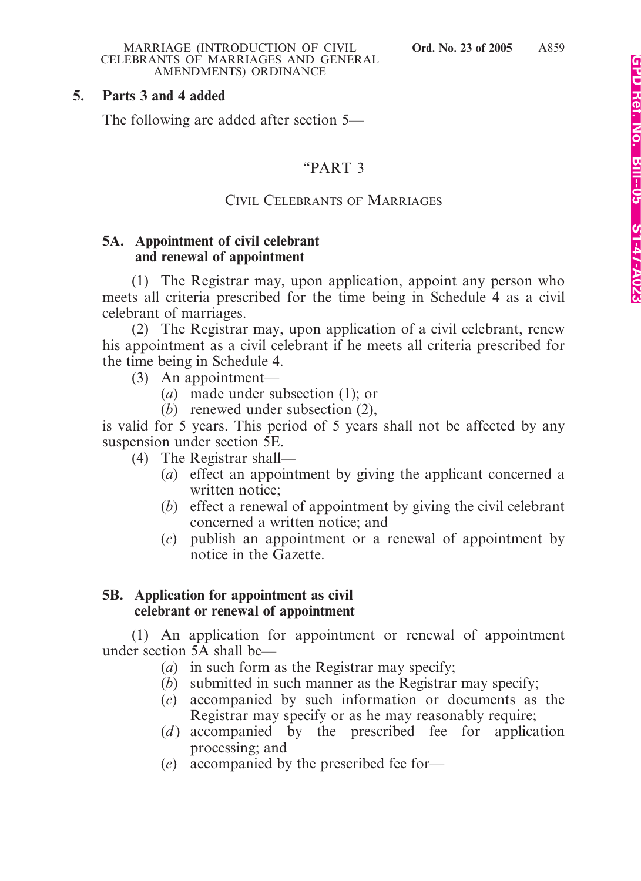## 5. Parts 3 and 4 added

The following are added after section 5—

### "PART 3

### CIVIL CELEBRANTS OF MARRIAGES

**5A. Appointment of civil celebrant and renewal of appointment**

(1) The Registrar may, upon application, appoint any person who meets all criteria prescribed for the time being in Schedule 4 as a civil celebrant of marriages.

(2) The Registrar may, upon application of a civil celebrant, renew his appointment as a civil celebrant if he meets all criteria prescribed for the time being in Schedule 4.

(3) An appointment—

(*a*) made under subsection (1); or

(*b*) renewed under subsection (2),

is valid for 5 years. This period of 5 years shall not be affected by any suspension under section 5E.

(4) The Registrar shall—

(*a*) effect an appointment by giving the applicant concerned a written notice;

(*b*) effect a renewal of appointment by giving the civil celebrant concerned a written notice; and

(*c*) publish an appointment or a renewal of appointment by notice in the Gazette.

**5B. Application for appointment as civil celebrant or renewal of appointment**

(1) An application for appointment or renewal of appointment under section 5A shall be—

(*a*) in such form as the Registrar may specify;

(*b*) submitted in such manner as the Registrar may specify;

(*c*) accompanied by such information or documents as the Registrar may specify or as he may reasonably require;

(*d*) accompanied by the prescribed fee for application processing; and

(*e*) accompanied by the prescribed fee for—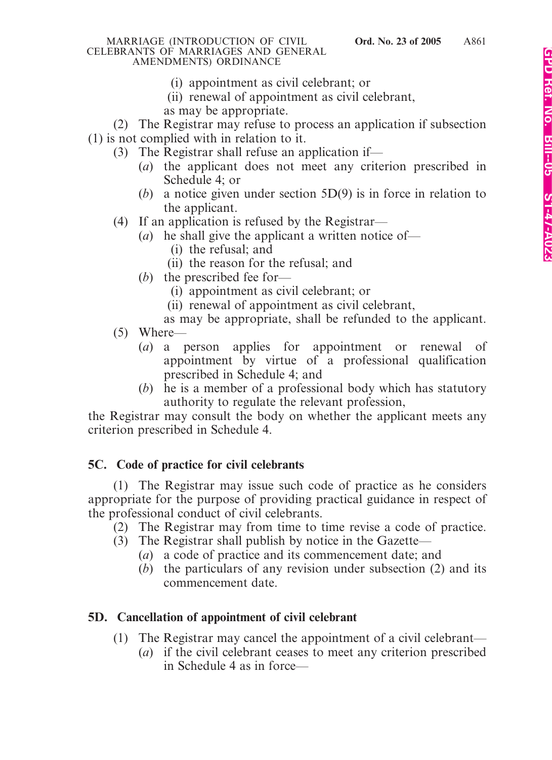(i) appointment as civil celebrant; or

(ii) renewal of appointment as civil celebrant,

as may be appropriate.

(2) The Registrar may refuse to process an application if subsection (1) is not complied with in relation to it.

(3) The Registrar shall refuse an application if—

(*a*) the applicant does not meet any criterion prescribed in Schedule 4; or

(*b*) a notice given under section 5D(9) is in force in relation to the applicant.

(4) If an application is refused by the Registrar—

(*a*) he shall give the applicant a written notice of—

(i) the refusal; and

(ii) the reason for the refusal; and

(*b*) the prescribed fee for—

(i) appointment as civil celebrant; or

(ii) renewal of appointment as civil celebrant,

as may be appropriate, shall be refunded to the applicant.

(5) Where—

(*a*) a person applies for appointment or renewal of appointment by virtue of a professional qualification prescribed in Schedule 4; and

(*b*) he is a member of a professional body which has statutory authority to regulate the relevant profession,

the Registrar may consult the body on whether the applicant meets any criterion prescribed in Schedule 4.

**5C. Code of practice for civil celebrants**

(1) The Registrar may issue such code of practice as he considers appropriate for the purpose of providing practical guidance in respect of the professional conduct of civil celebrants.

(2) The Registrar may from time to time revise a code of practice.

(3) The Registrar shall publish by notice in the Gazette—

(*a*) a code of practice and its commencement date; and

(*b*) the particulars of any revision under subsection (2) and its commencement date.

**5D. Cancellation of appointment of civil celebrant**

(1) The Registrar may cancel the appointment of a civil celebrant—

(*a*) if the civil celebrant ceases to meet any criterion prescribed in Schedule 4 as in force—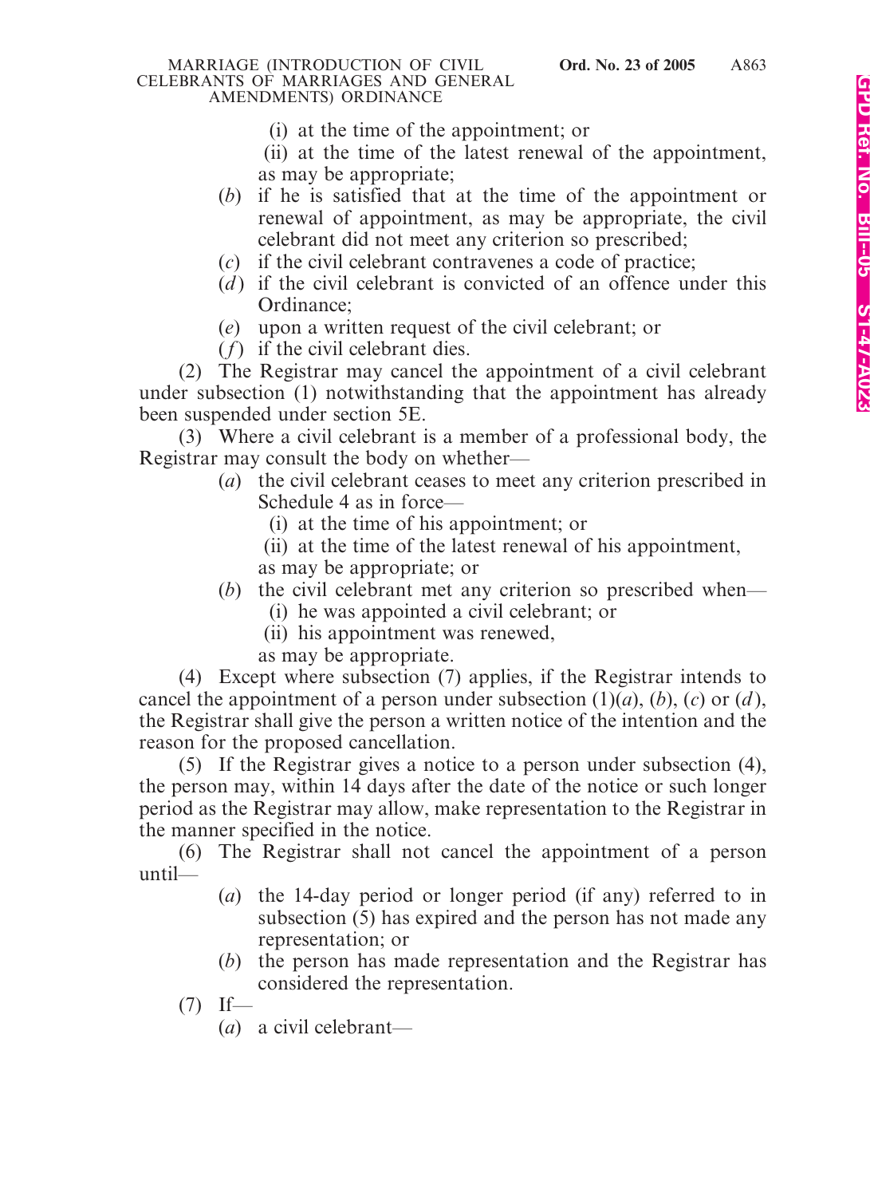(i) at the time of the appointment; or

(ii) at the time of the latest renewal of the appointment,

as may be appropriate;

(*b*) if he is satisfied that at the time of the appointment or renewal of appointment, as may be appropriate, the civil celebrant did not meet any criterion so prescribed;

(*c*) if the civil celebrant contravenes a code of practice;

(*d*) if the civil celebrant is convicted of an offence under this Ordinance;

(*e*) upon a written request of the civil celebrant; or

(*f*) if the civil celebrant dies.

(2) The Registrar may cancel the appointment of a civil celebrant under subsection (1) notwithstanding that the appointment has already been suspended under section 5E.

(3) Where a civil celebrant is a member of a professional body, the Registrar may consult the body on whether—

(*a*) the civil celebrant ceases to meet any criterion prescribed in Schedule 4 as in force—

(i) at the time of his appointment; or

(ii) at the time of the latest renewal of his appointment,

as may be appropriate; or

(*b*) the civil celebrant met any criterion so prescribed when—

(i) he was appointed a civil celebrant; or

(ii) his appointment was renewed,

as may be appropriate.

(4) Except where subsection (7) applies, if the Registrar intends to cancel the appointment of a person under subsection (1)(*a*), (*b*), (*c*) or (*d*), the Registrar shall give the person a written notice of the intention and the reason for the proposed cancellation.

(5) If the Registrar gives a notice to a person under subsection (4), the person may, within 14 days after the date of the notice or such longer period as the Registrar may allow, make representation to the Registrar in the manner specified in the notice.

(6) The Registrar shall not cancel the appointment of a person until—

(*a*) the 14-day period or longer period (if any) referred to in subsection (5) has expired and the person has not made any representation; or

(*b*) the person has made representation and the Registrar has considered the representation.

(7) If—

(*a*) a civil celebrant—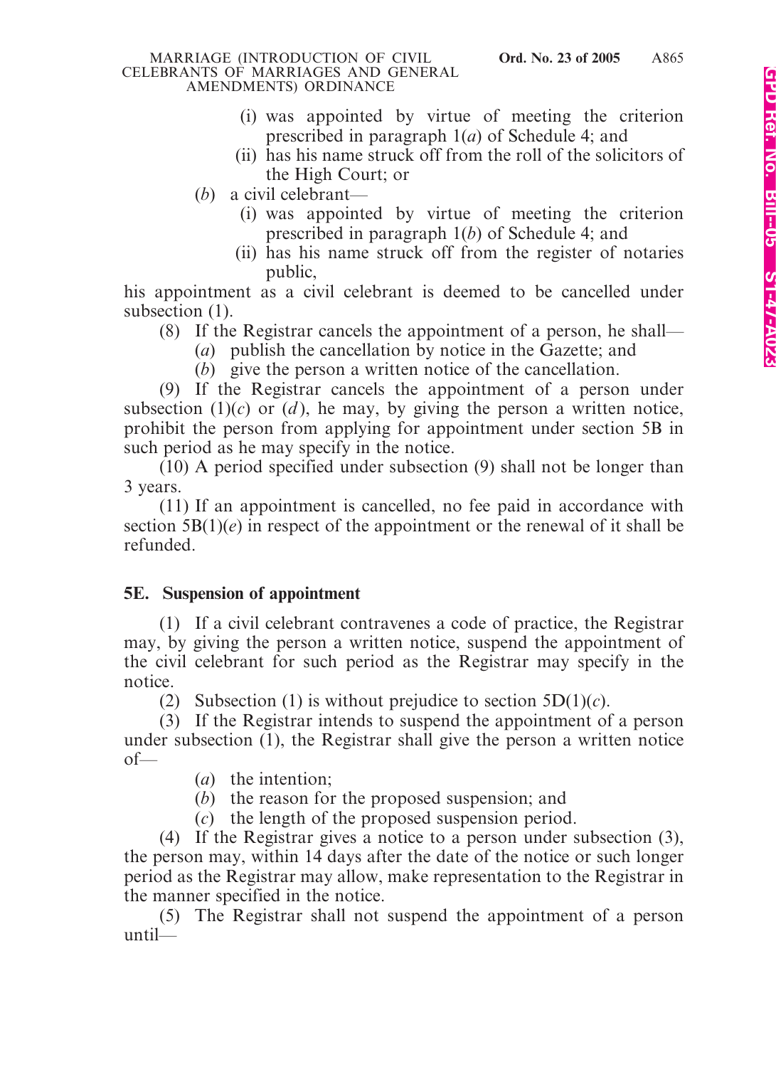(i) was appointed by virtue of meeting the criterion prescribed in paragraph 1(*a*) of Schedule 4; and

(ii) has his name struck off from the roll of the solicitors of the High Court; or

(*b*) a civil celebrant—

(i) was appointed by virtue of meeting the criterion prescribed in paragraph 1(*b*) of Schedule 4; and

(ii) has his name struck off from the register of notaries public,

his appointment as a civil celebrant is deemed to be cancelled under subsection (1).

(8) If the Registrar cancels the appointment of a person, he shall—

(*a*) publish the cancellation by notice in the Gazette; and

(*b*) give the person a written notice of the cancellation.

(9) If the Registrar cancels the appointment of a person under subsection (1)(*c*) or (*d*), he may, by giving the person a written notice, prohibit the person from applying for appointment under section 5B in such period as he may specify in the notice.

(10) A period specified under subsection (9) shall not be longer than 3 years.

(11) If an appointment is cancelled, no fee paid in accordance with section 5B(1)(*e*) in respect of the appointment or the renewal of it shall be refunded.

**5E. Suspension of appointment**

(1) If a civil celebrant contravenes a code of practice, the Registrar may, by giving the person a written notice, suspend the appointment of the civil celebrant for such period as the Registrar may specify in the notice.

(2) Subsection (1) is without prejudice to section 5D(1)(*c*).

(3) If the Registrar intends to suspend the appointment of a person under subsection (1), the Registrar shall give the person a written notice of—

(*a*) the intention;

(*b*) the reason for the proposed suspension; and

(*c*) the length of the proposed suspension period.

(4) If the Registrar gives a notice to a person under subsection (3), the person may, within 14 days after the date of the notice or such longer period as the Registrar may allow, make representation to the Registrar in the manner specified in the notice.

(5) The Registrar shall not suspend the appointment of a person until—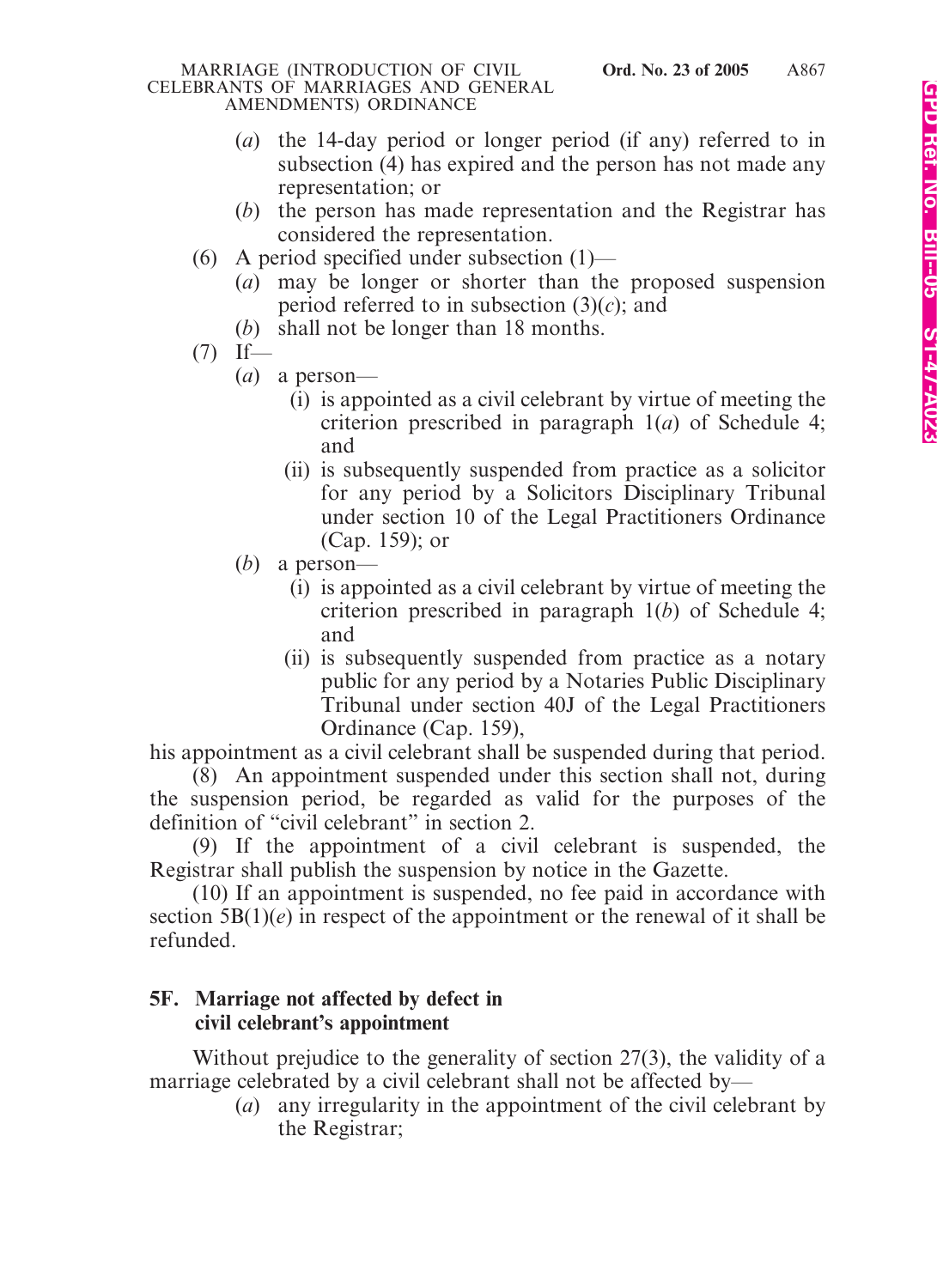(*a*) the 14-day period or longer period (if any) referred to in subsection (4) has expired and the person has not made any representation; or

(*b*) the person has made representation and the Registrar has considered the representation.

(6) A period specified under subsection (1)—

(*a*) may be longer or shorter than the proposed suspension period referred to in subsection (3)(*c*); and

(*b*) shall not be longer than 18 months.

(7) If—

(*a*) a person—

(i) is appointed as a civil celebrant by virtue of meeting the criterion prescribed in paragraph 1(*a*) of Schedule 4; and

(ii) is subsequently suspended from practice as a solicitor for any period by a Solicitors Disciplinary Tribunal under section 10 of the Legal Practitioners Ordinance (Cap. 159); or

(*b*) a person—

(i) is appointed as a civil celebrant by virtue of meeting the criterion prescribed in paragraph 1(*b*) of Schedule 4; and

(ii) is subsequently suspended from practice as a notary public for any period by a Notaries Public Disciplinary Tribunal under section 40J of the Legal Practitioners Ordinance (Cap. 159),

his appointment as a civil celebrant shall be suspended during that period.

(8) An appointment suspended under this section shall not, during the suspension period, be regarded as valid for the purposes of the definition of "civil celebrant" in section 2.

(9) If the appointment of a civil celebrant is suspended, the Registrar shall publish the suspension by notice in the Gazette.

(10) If an appointment is suspended, no fee paid in accordance with section 5B(1)(*e*) in respect of the appointment or the renewal of it shall be refunded.

**5F. Marriage not affected by defect in civil celebrant's appointment**

Without prejudice to the generality of section 27(3), the validity of a marriage celebrated by a civil celebrant shall not be affected by—

(*a*) any irregularity in the appointment of the civil celebrant by the Registrar;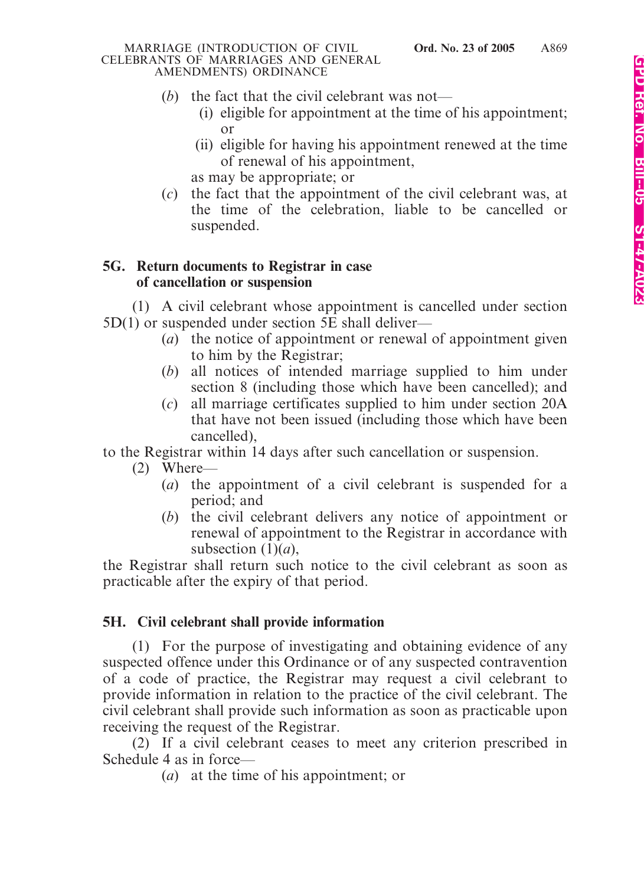(*b*) the fact that the civil celebrant was not—

(i) eligible for appointment at the time of his appointment; or

(ii) eligible for having his appointment renewed at the time of renewal of his appointment,

as may be appropriate; or

(*c*) the fact that the appointment of the civil celebrant was, at the time of the celebration, liable to be cancelled or suspended.

**5G. Return documents to Registrar in case of cancellation or suspension**

(1) A civil celebrant whose appointment is cancelled under section 5D(1) or suspended under section 5E shall deliver—

(*a*) the notice of appointment or renewal of appointment given to him by the Registrar;

(*b*) all notices of intended marriage supplied to him under section 8 (including those which have been cancelled); and

(*c*) all marriage certificates supplied to him under section 20A that have not been issued (including those which have been cancelled),

to the Registrar within 14 days after such cancellation or suspension.

(2) Where—

(*a*) the appointment of a civil celebrant is suspended for a period; and

(*b*) the civil celebrant delivers any notice of appointment or renewal of appointment to the Registrar in accordance with subsection (1)(*a*),

the Registrar shall return such notice to the civil celebrant as soon as practicable after the expiry of that period.

**5H. Civil celebrant shall provide information**

(1) For the purpose of investigating and obtaining evidence of any suspected offence under this Ordinance or of any suspected contravention of a code of practice, the Registrar may request a civil celebrant to provide information in relation to the practice of the civil celebrant. The civil celebrant shall provide such information as soon as practicable upon receiving the request of the Registrar.

(2) If a civil celebrant ceases to meet any criterion prescribed in Schedule 4 as in force—

(*a*) at the time of his appointment; or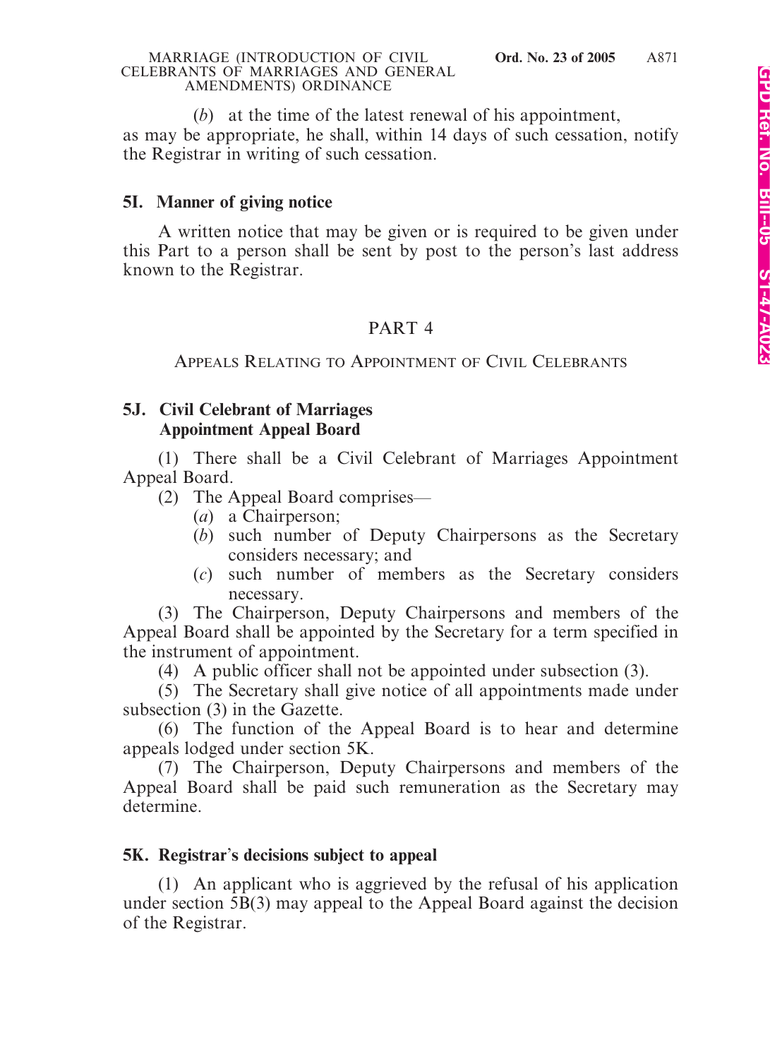(*b*) at the time of the latest renewal of his appointment,

as may be appropriate, he shall, within 14 days of such cessation, notify the Registrar in writing of such cessation.

### 5I. Manner of giving notice

A written notice that may be given or is required to be given under this Part to a person shall be sent by post to the person's last address known to the Registrar.

## PART 4

## APPEALS RELATING TO APPOINTMENT OF CIVIL CELEBRANTS

### 5J. Civil Celebrant of Marriages Appointment Appeal Board

(1) There shall be a Civil Celebrant of Marriages Appointment Appeal Board.

(2) The Appeal Board comprises—

(*a*) a Chairperson;

(*b*) such number of Deputy Chairpersons as the Secretary considers necessary; and

(*c*) such number of members as the Secretary considers necessary.

(3) The Chairperson, Deputy Chairpersons and members of the Appeal Board shall be appointed by the Secretary for a term specified in the instrument of appointment.

(4) A public officer shall not be appointed under subsection (3).

(5) The Secretary shall give notice of all appointments made under subsection (3) in the Gazette.

(6) The function of the Appeal Board is to hear and determine appeals lodged under section 5K.

(7) The Chairperson, Deputy Chairpersons and members of the Appeal Board shall be paid such remuneration as the Secretary may determine.

### 5K. Registrar's decisions subject to appeal

(1) An applicant who is aggrieved by the refusal of his application under section 5B(3) may appeal to the Appeal Board against the decision of the Registrar.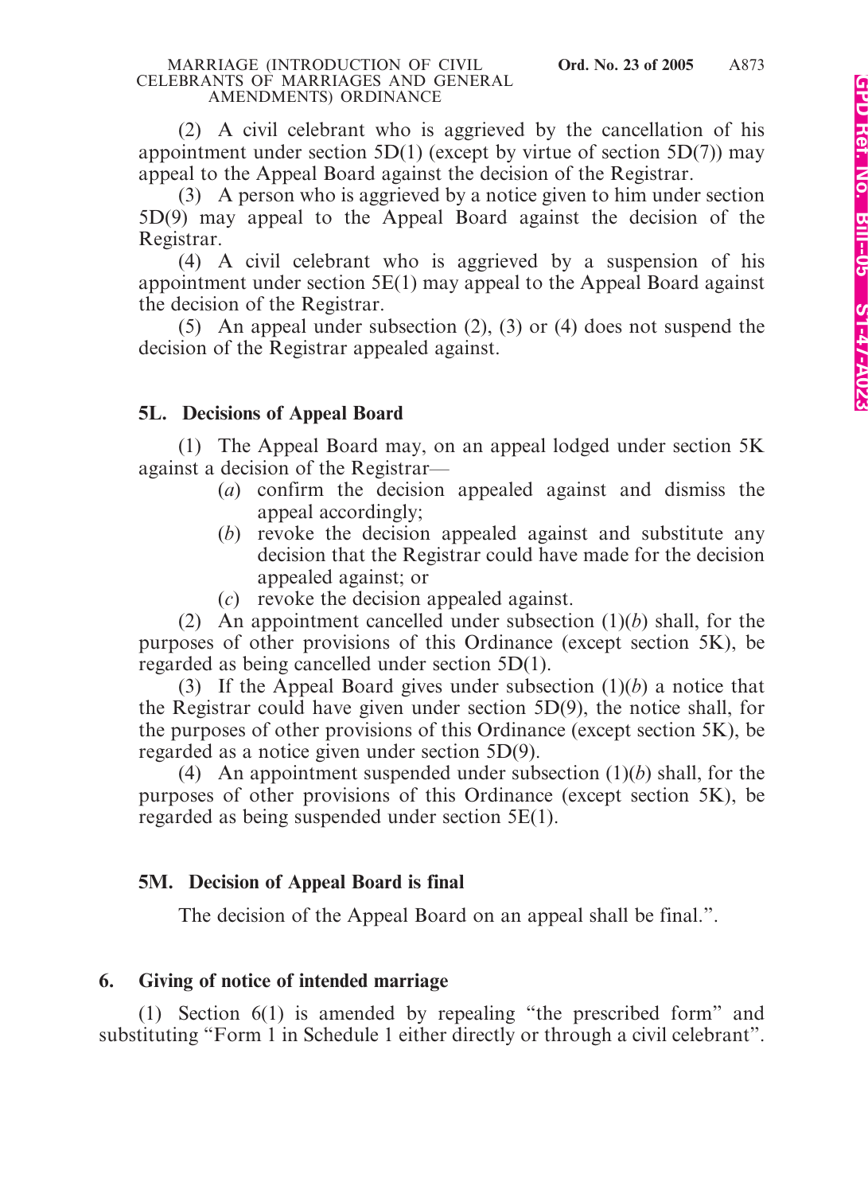(2) A civil celebrant who is aggrieved by the cancellation of his appointment under section 5D(1) (except by virtue of section 5D(7)) may appeal to the Appeal Board against the decision of the Registrar.

(3) A person who is aggrieved by a notice given to him under section 5D(9) may appeal to the Appeal Board against the decision of the Registrar.

(4) A civil celebrant who is aggrieved by a suspension of his appointment under section 5E(1) may appeal to the Appeal Board against the decision of the Registrar.

(5) An appeal under subsection (2), (3) or (4) does not suspend the decision of the Registrar appealed against.

**5L. Decisions of Appeal Board**

(1) The Appeal Board may, on an appeal lodged under section 5K against a decision of the Registrar—

(*a*) confirm the decision appealed against and dismiss the appeal accordingly;

(*b*) revoke the decision appealed against and substitute any decision that the Registrar could have made for the decision appealed against; or

(*c*) revoke the decision appealed against.

(2) An appointment cancelled under subsection (1)(*b*) shall, for the purposes of other provisions of this Ordinance (except section 5K), be regarded as being cancelled under section 5D(1).

(3) If the Appeal Board gives under subsection (1)(*b*) a notice that the Registrar could have given under section 5D(9), the notice shall, for the purposes of other provisions of this Ordinance (except section 5K), be regarded as a notice given under section 5D(9).

(4) An appointment suspended under subsection (1)(*b*) shall, for the purposes of other provisions of this Ordinance (except section 5K), be regarded as being suspended under section 5E(1).

**5M. Decision of Appeal Board is final**

The decision of the Appeal Board on an appeal shall be final.".

**6. Giving of notice of intended marriage**

(1) Section 6(1) is amended by repealing "the prescribed form" and substituting "Form 1 in Schedule 1 either directly or through a civil celebrant".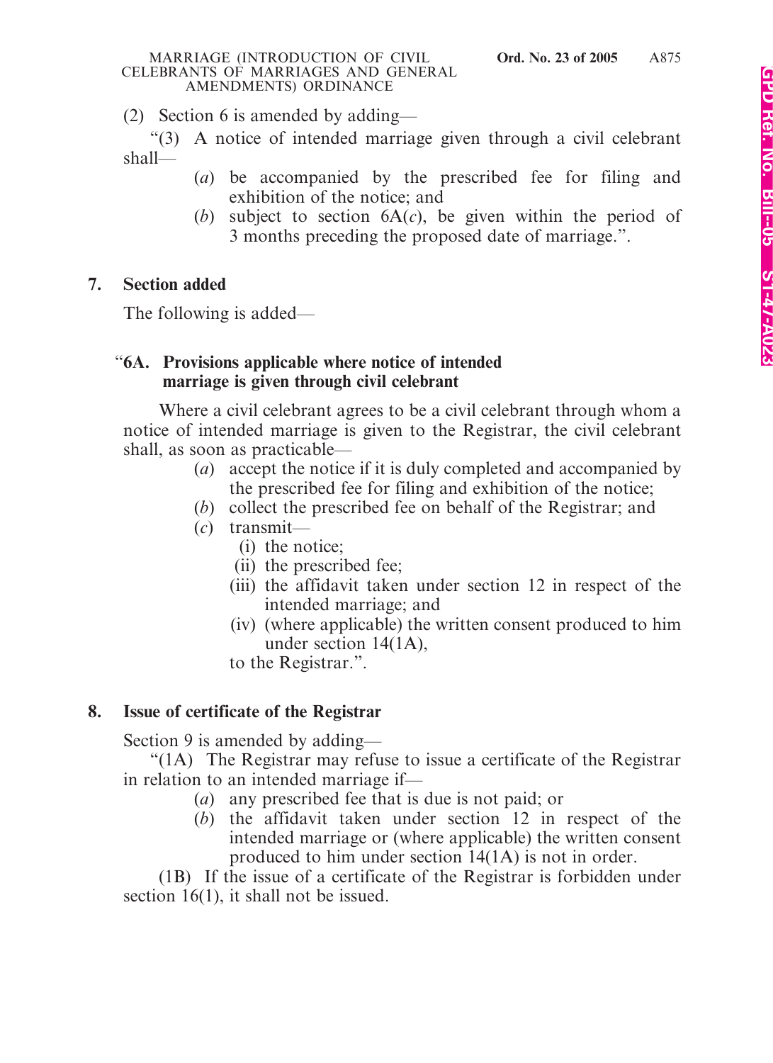(2) Section 6 is amended by adding—

"(3) A notice of intended marriage given through a civil celebrant shall—

(*a*) be accompanied by the prescribed fee for filing and exhibition of the notice; and

(*b*) subject to section 6A(*c*), be given within the period of 3 months preceding the proposed date of marriage.".

**7. Section added**

The following is added—

**"6A. Provisions applicable where notice of intended marriage is given through civil celebrant**

Where a civil celebrant agrees to be a civil celebrant through whom a notice of intended marriage is given to the Registrar, the civil celebrant shall, as soon as practicable—

(*a*) accept the notice if it is duly completed and accompanied by the prescribed fee for filing and exhibition of the notice;

(*b*) collect the prescribed fee on behalf of the Registrar; and

(*c*) transmit—

(i) the notice;

(ii) the prescribed fee;

(iii) the affidavit taken under section 12 in respect of the intended marriage; and

(iv) (where applicable) the written consent produced to him under section 14(1A),

to the Registrar.".

**8. Issue of certificate of the Registrar**

Section 9 is amended by adding—

"(1A) The Registrar may refuse to issue a certificate of the Registrar in relation to an intended marriage if—

(*a*) any prescribed fee that is due is not paid; or

(*b*) the affidavit taken under section 12 in respect of the intended marriage or (where applicable) the written consent produced to him under section 14(1A) is not in order.

(1B) If the issue of a certificate of the Registrar is forbidden under section 16(1), it shall not be issued.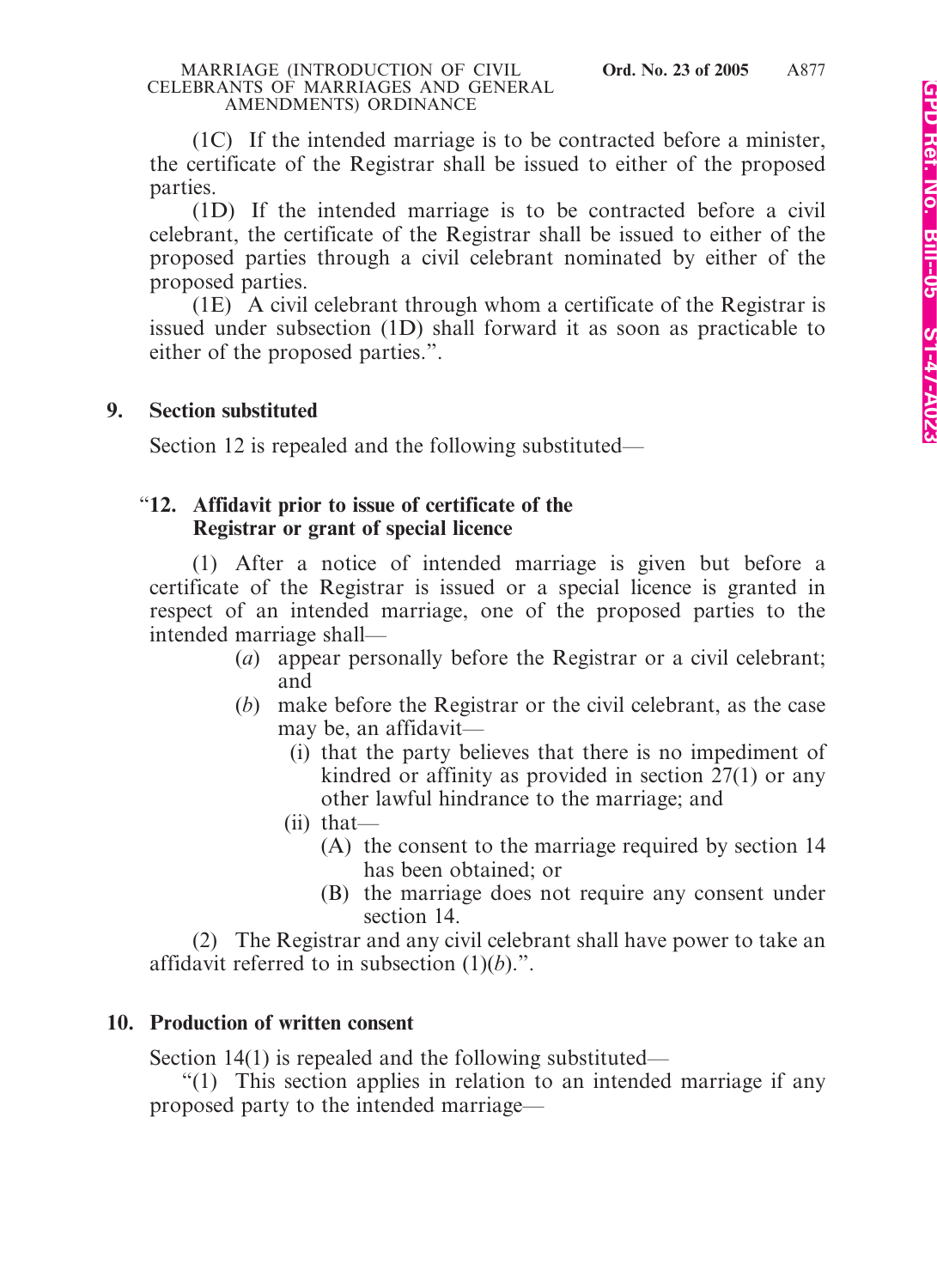(1C) If the intended marriage is to be contracted before a minister, the certificate of the Registrar shall be issued to either of the proposed parties.

(1D) If the intended marriage is to be contracted before a civil celebrant, the certificate of the Registrar shall be issued to either of the proposed parties through a civil celebrant nominated by either of the proposed parties.

(1E) A civil celebrant through whom a certificate of the Registrar is issued under subsection (1D) shall forward it as soon as practicable to either of the proposed parties.".

**9. Section substituted**

Section 12 is repealed and the following substituted—

**"12. Affidavit prior to issue of certificate of the Registrar or grant of special licence**

(1) After a notice of intended marriage is given but before a certificate of the Registrar is issued or a special licence is granted in respect of an intended marriage, one of the proposed parties to the intended marriage shall—

(*a*) appear personally before the Registrar or a civil celebrant; and

(*b*) make before the Registrar or the civil celebrant, as the case may be, an affidavit—

(i) that the party believes that there is no impediment of kindred or affinity as provided in section 27(1) or any other lawful hindrance to the marriage; and

(ii) that—

(A) the consent to the marriage required by section 14 has been obtained; or

(B) the marriage does not require any consent under section 14.

(2) The Registrar and any civil celebrant shall have power to take an affidavit referred to in subsection (1)(*b*).".

**10. Production of written consent**

Section 14(1) is repealed and the following substituted—

"(1) This section applies in relation to an intended marriage if any proposed party to the intended marriage—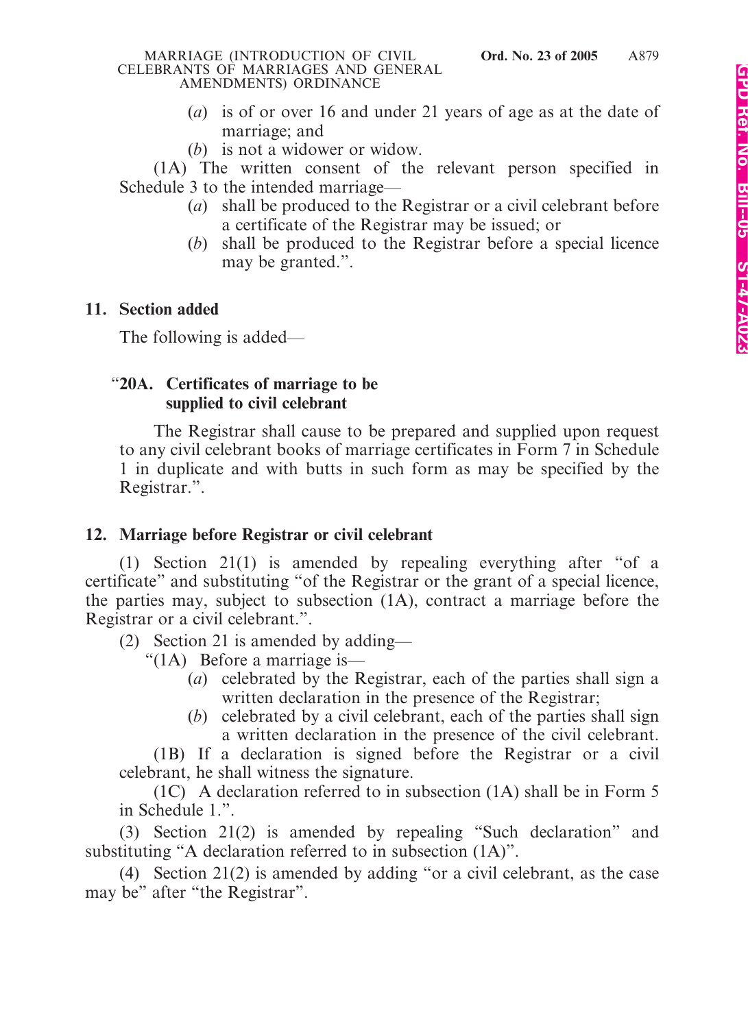(*a*) is of or over 16 and under 21 years of age as at the date of marriage; and

(*b*) is not a widower or widow.

(1A) The written consent of the relevant person specified in Schedule 3 to the intended marriage—

(*a*) shall be produced to the Registrar or a civil celebrant before a certificate of the Registrar may be issued; or

(*b*) shall be produced to the Registrar before a special licence may be granted.".

**11. Section added**

The following is added—

"**20A. Certificates of marriage to be supplied to civil celebrant**

The Registrar shall cause to be prepared and supplied upon request to any civil celebrant books of marriage certificates in Form 7 in Schedule 1 in duplicate and with butts in such form as may be specified by the Registrar.".

**12. Marriage before Registrar or civil celebrant**

(1) Section 21(1) is amended by repealing everything after "of a certificate" and substituting "of the Registrar or the grant of a special licence, the parties may, subject to subsection (1A), contract a marriage before the Registrar or a civil celebrant.".

(2) Section 21 is amended by adding—

"(1A) Before a marriage is—

(*a*) celebrated by the Registrar, each of the parties shall sign a written declaration in the presence of the Registrar;

(*b*) celebrated by a civil celebrant, each of the parties shall sign a written declaration in the presence of the civil celebrant.

(1B) If a declaration is signed before the Registrar or a civil celebrant, he shall witness the signature.

(1C) A declaration referred to in subsection (1A) shall be in Form 5 in Schedule 1.".

(3) Section 21(2) is amended by repealing "Such declaration" and substituting "A declaration referred to in subsection (1A)".

(4) Section 21(2) is amended by adding "or a civil celebrant, as the case may be" after "the Registrar".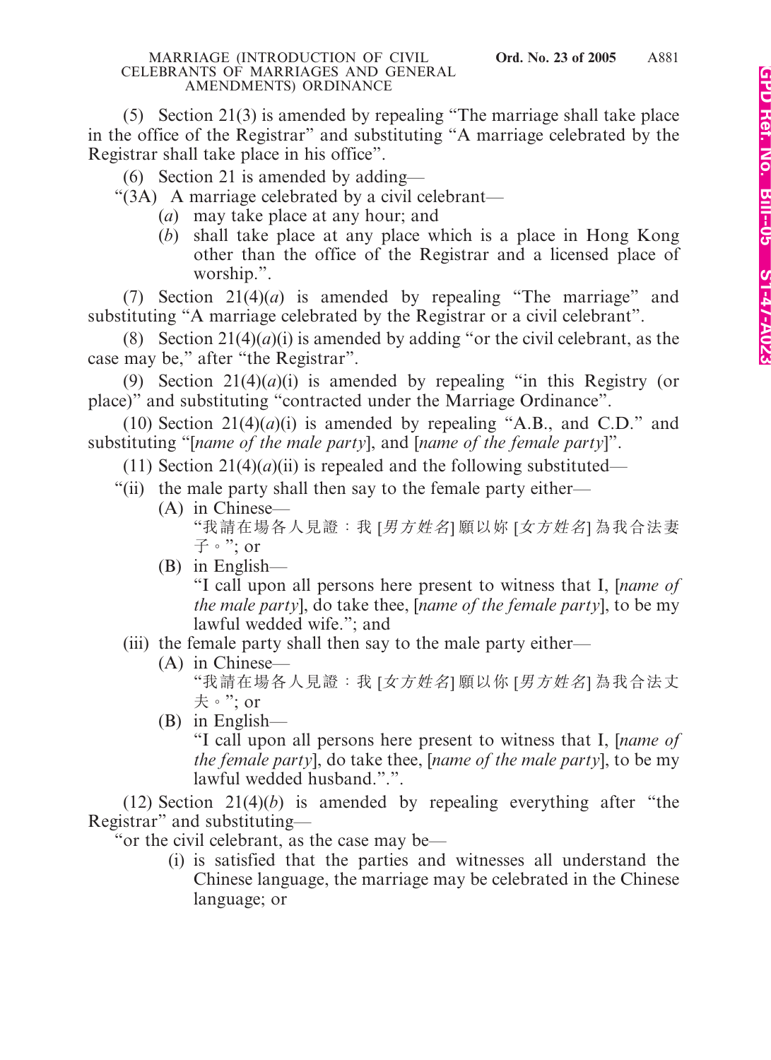(5) Section 21(3) is amended by repealing "The marriage shall take place in the office of the Registrar" and substituting "A marriage celebrated by the Registrar shall take place in his office".

(6) Section 21 is amended by adding—

"(3A) A marriage celebrated by a civil celebrant—

(*a*) may take place at any hour; and

(*b*) shall take place at any place which is a place in Hong Kong other than the office of the Registrar and a licensed place of worship.".

(7) Section 21(4)(*a*) is amended by repealing "The marriage" and substituting "A marriage celebrated by the Registrar or a civil celebrant".

(8) Section 21(4)(*a*)(i) is amended by adding "or the civil celebrant, as the case may be," after "the Registrar".

(9) Section 21(4)(*a*)(i) is amended by repealing "in this Registry (or place)" and substituting "contracted under the Marriage Ordinance".

(10) Section 21(4)(*a*)(i) is amended by repealing "A.B., and C.D." and substituting "[*name of the male party*], and [*name of the female party*]".

(11) Section 21(4)(*a*)(ii) is repealed and the following substituted—

"(ii) the male party shall then say to the female party either—

(A) in Chinese—

"我請在場各人見證：我 [*男方姓名*] 願以妳 [*女方姓名*] 為我合法妻子。"; or

(B) in English—

"I call upon all persons here present to witness that I, [*name of the male party*], do take thee, [*name of the female party*], to be my lawful wedded wife."; and

(iii) the female party shall then say to the male party either—

(A) in Chinese—

"我請在場各人見證：我 [*女方姓名*] 願以你 [*男方姓名*] 為我合法丈夫。"; or

(B) in English—

"I call upon all persons here present to witness that I, [*name of the female party*], do take thee, [*name of the male party*], to be my lawful wedded husband.".".

(12) Section 21(4)(*b*) is amended by repealing everything after "the Registrar" and substituting—

"or the civil celebrant, as the case may be—

(i) is satisfied that the parties and witnesses all understand the Chinese language, the marriage may be celebrated in the Chinese language; or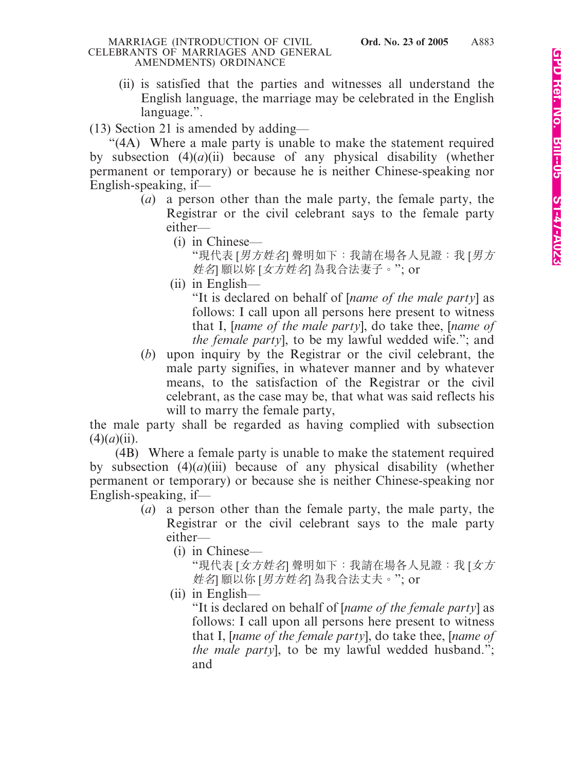(ii) is satisfied that the parties and witnesses all understand the English language, the marriage may be celebrated in the English language.”.

(13) Section 21 is amended by adding—

“(4A) Where a male party is unable to make the statement required by subsection (4)(*a*)(ii) because of any physical disability (whether permanent or temporary) or because he is neither Chinese-speaking nor English-speaking, if—

(*a*) a person other than the male party, the female party, the Registrar or the civil celebrant says to the female party either—

(i) in Chinese—

“現代表 [*男方姓名*] 聲明如下：我請在場各人見證：我 [*男方姓名*] 願以妳 [*女方姓名*] 為我合法妻子。”; or

(ii) in English—

“It is declared on behalf of [*name of the male party*] as follows: I call upon all persons here present to witness that I, [*name of the male party*], do take thee, [*name of the female party*], to be my lawful wedded wife.”; and

(*b*) upon inquiry by the Registrar or the civil celebrant, the male party signifies, in whatever manner and by whatever means, to the satisfaction of the Registrar or the civil celebrant, as the case may be, that what was said reflects his will to marry the female party,

the male party shall be regarded as having complied with subsection (4)(*a*)(ii).

(4B) Where a female party is unable to make the statement required by subsection (4)(*a*)(iii) because of any physical disability (whether permanent or temporary) or because she is neither Chinese-speaking nor English-speaking, if—

(*a*) a person other than the female party, the male party, the Registrar or the civil celebrant says to the male party either—

(i) in Chinese—

“現代表 [*女方姓名*] 聲明如下：我請在場各人見證：我 [*女方姓名*] 願以你 [*男方姓名*] 為我合法丈夫。”; or

(ii) in English—

“It is declared on behalf of [*name of the female party*] as follows: I call upon all persons here present to witness that I, [*name of the female party*], do take thee, [*name of the male party*], to be my lawful wedded husband.”; and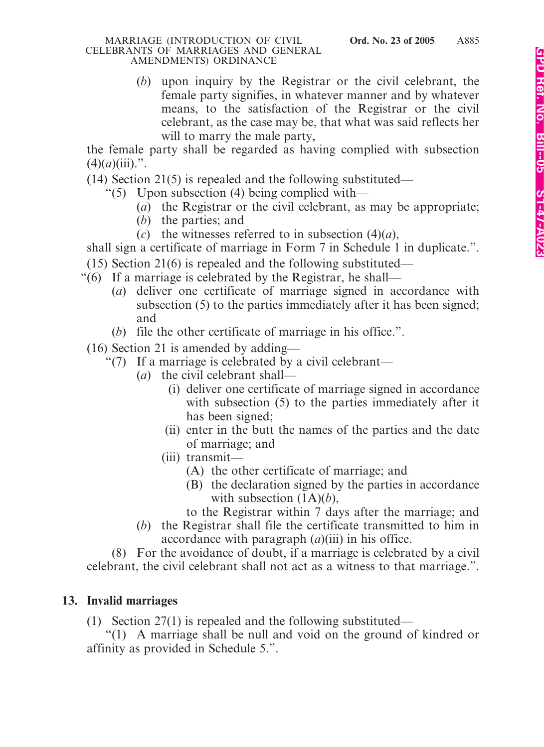(*b*) upon inquiry by the Registrar or the civil celebrant, the female party signifies, in whatever manner and by whatever means, to the satisfaction of the Registrar or the civil celebrant, as the case may be, that what was said reflects her will to marry the male party,

the female party shall be regarded as having complied with subsection (4)(*a*)(iii).".

(14) Section 21(5) is repealed and the following substituted—

"(5) Upon subsection (4) being complied with—

(*a*) the Registrar or the civil celebrant, as may be appropriate;

(*b*) the parties; and

(*c*) the witnesses referred to in subsection (4)(*a*),

shall sign a certificate of marriage in Form 7 in Schedule 1 in duplicate.".

(15) Section 21(6) is repealed and the following substituted—

"(6) If a marriage is celebrated by the Registrar, he shall—

(*a*) deliver one certificate of marriage signed in accordance with subsection (5) to the parties immediately after it has been signed; and

(*b*) file the other certificate of marriage in his office.".

(16) Section 21 is amended by adding—

"(7) If a marriage is celebrated by a civil celebrant—

(*a*) the civil celebrant shall—

(i) deliver one certificate of marriage signed in accordance with subsection (5) to the parties immediately after it has been signed;

(ii) enter in the butt the names of the parties and the date of marriage; and

(iii) transmit—

(A) the other certificate of marriage; and

(B) the declaration signed by the parties in accordance with subsection (1A)(*b*),

to the Registrar within 7 days after the marriage; and

(*b*) the Registrar shall file the certificate transmitted to him in accordance with paragraph (*a*)(iii) in his office.

(8) For the avoidance of doubt, if a marriage is celebrated by a civil celebrant, the civil celebrant shall not act as a witness to that marriage.".

## 13. Invalid marriages

(1) Section 27(1) is repealed and the following substituted—

"(1) A marriage shall be null and void on the ground of kindred or affinity as provided in Schedule 5.".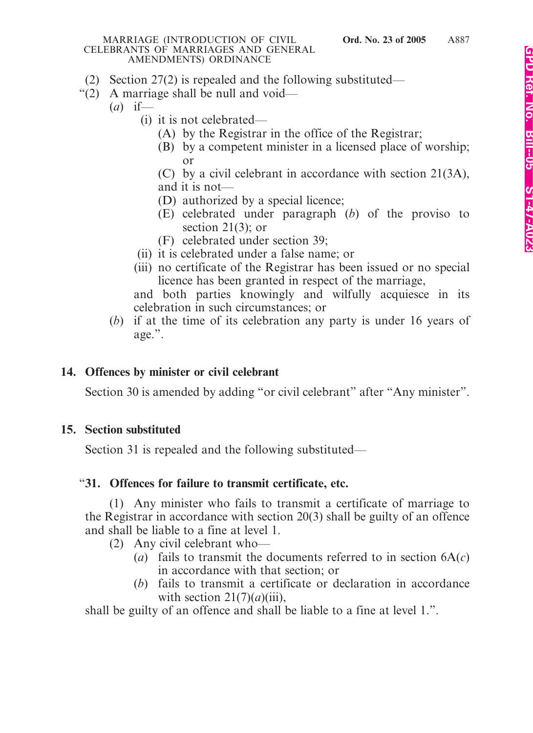(2) Section 27(2) is repealed and the following substituted—

"(2) A marriage shall be null and void—

(*a*) if—

(i) it is not celebrated—

(A) by the Registrar in the office of the Registrar;

(B) by a competent minister in a licensed place of worship; or

(C) by a civil celebrant in accordance with section 21(3A),

and it is not—

(D) authorized by a special licence;

(E) celebrated under paragraph (*b*) of the proviso to section 21(3); or

(F) celebrated under section 39;

(ii) it is celebrated under a false name; or

(iii) no certificate of the Registrar has been issued or no special licence has been granted in respect of the marriage,

and both parties knowingly and wilfully acquiesce in its celebration in such circumstances; or

(*b*) if at the time of its celebration any party is under 16 years of age.".

**14. Offences by minister or civil celebrant**

Section 30 is amended by adding "or civil celebrant" after "Any minister".

**15. Section substituted**

Section 31 is repealed and the following substituted—

"**31. Offences for failure to transmit certificate, etc.**

(1) Any minister who fails to transmit a certificate of marriage to the Registrar in accordance with section 20(3) shall be guilty of an offence and shall be liable to a fine at level 1.

(2) Any civil celebrant who—

(*a*) fails to transmit the documents referred to in section 6A(*c*) in accordance with that section; or

(*b*) fails to transmit a certificate or declaration in accordance with section 21(7)(*a*)(iii),

shall be guilty of an offence and shall be liable to a fine at level 1.".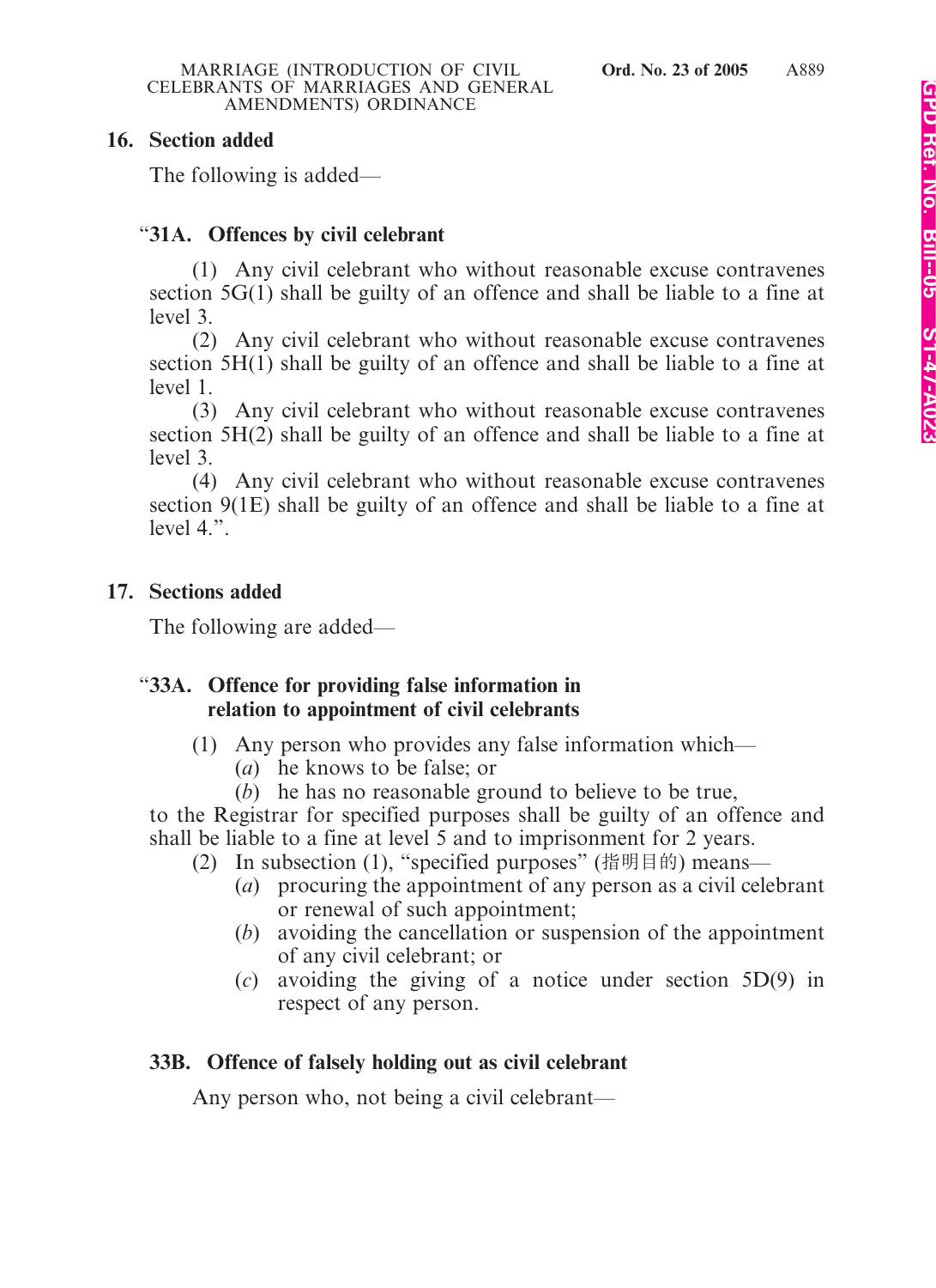**16. Section added**

The following is added—

**"31A. Offences by civil celebrant**

(1) Any civil celebrant who without reasonable excuse contravenes section 5G(1) shall be guilty of an offence and shall be liable to a fine at level 3.

(2) Any civil celebrant who without reasonable excuse contravenes section 5H(1) shall be guilty of an offence and shall be liable to a fine at level 1.

(3) Any civil celebrant who without reasonable excuse contravenes section 5H(2) shall be guilty of an offence and shall be liable to a fine at level 3.

(4) Any civil celebrant who without reasonable excuse contravenes section 9(1E) shall be guilty of an offence and shall be liable to a fine at level 4.".

**17. Sections added**

The following are added—

**"33A. Offence for providing false information in relation to appointment of civil celebrants**

(1) Any person who provides any false information which—

(*a*) he knows to be false; or

(*b*) he has no reasonable ground to believe to be true,

to the Registrar for specified purposes shall be guilty of an offence and shall be liable to a fine at level 5 and to imprisonment for 2 years.

(2) In subsection (1), "specified purposes" (指明目的) means—

(*a*) procuring the appointment of any person as a civil celebrant or renewal of such appointment;

(*b*) avoiding the cancellation or suspension of the appointment of any civil celebrant; or

(*c*) avoiding the giving of a notice under section 5D(9) in respect of any person.

**33B. Offence of falsely holding out as civil celebrant**

Any person who, not being a civil celebrant—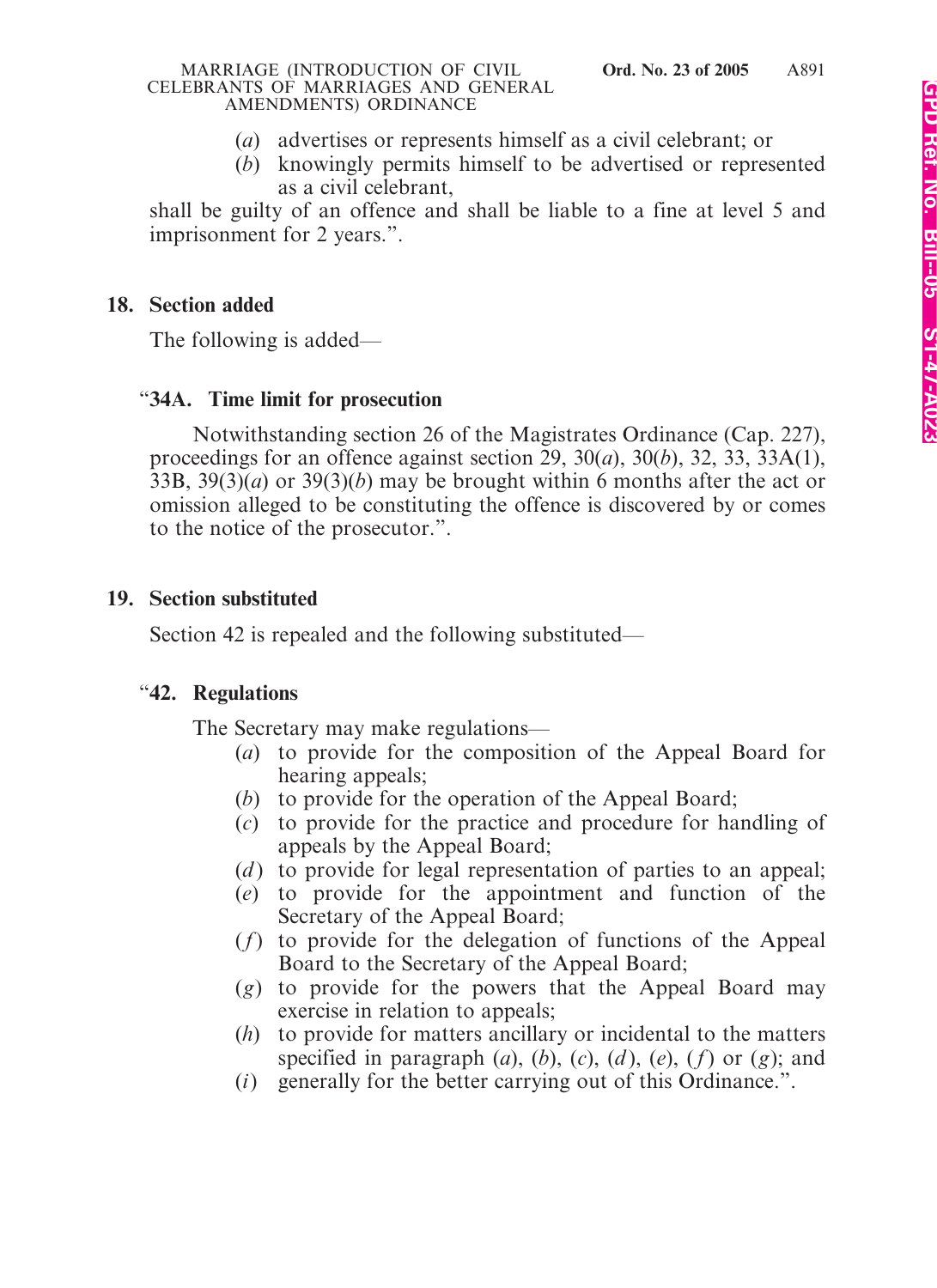(*a*) advertises or represents himself as a civil celebrant; or

(*b*) knowingly permits himself to be advertised or represented as a civil celebrant,

shall be guilty of an offence and shall be liable to a fine at level 5 and imprisonment for 2 years.”.

**18. Section added**

The following is added—

“**34A. Time limit for prosecution**

Notwithstanding section 26 of the Magistrates Ordinance (Cap. 227), proceedings for an offence against section 29, 30(*a*), 30(*b*), 32, 33, 33A(1), 33B, 39(3)(*a*) or 39(3)(*b*) may be brought within 6 months after the act or omission alleged to be constituting the offence is discovered by or comes to the notice of the prosecutor.”.

**19. Section substituted**

Section 42 is repealed and the following substituted—

“**42. Regulations**

The Secretary may make regulations—

(*a*) to provide for the composition of the Appeal Board for hearing appeals;

(*b*) to provide for the operation of the Appeal Board;

(*c*) to provide for the practice and procedure for handling of appeals by the Appeal Board;

(*d*) to provide for legal representation of parties to an appeal;

(*e*) to provide for the appointment and function of the Secretary of the Appeal Board;

(*f*) to provide for the delegation of functions of the Appeal Board to the Secretary of the Appeal Board;

(*g*) to provide for the powers that the Appeal Board may exercise in relation to appeals;

(*h*) to provide for matters ancillary or incidental to the matters specified in paragraph (*a*), (*b*), (*c*), (*d*), (*e*), (*f*) or (*g*); and

(*i*) generally for the better carrying out of this Ordinance.”.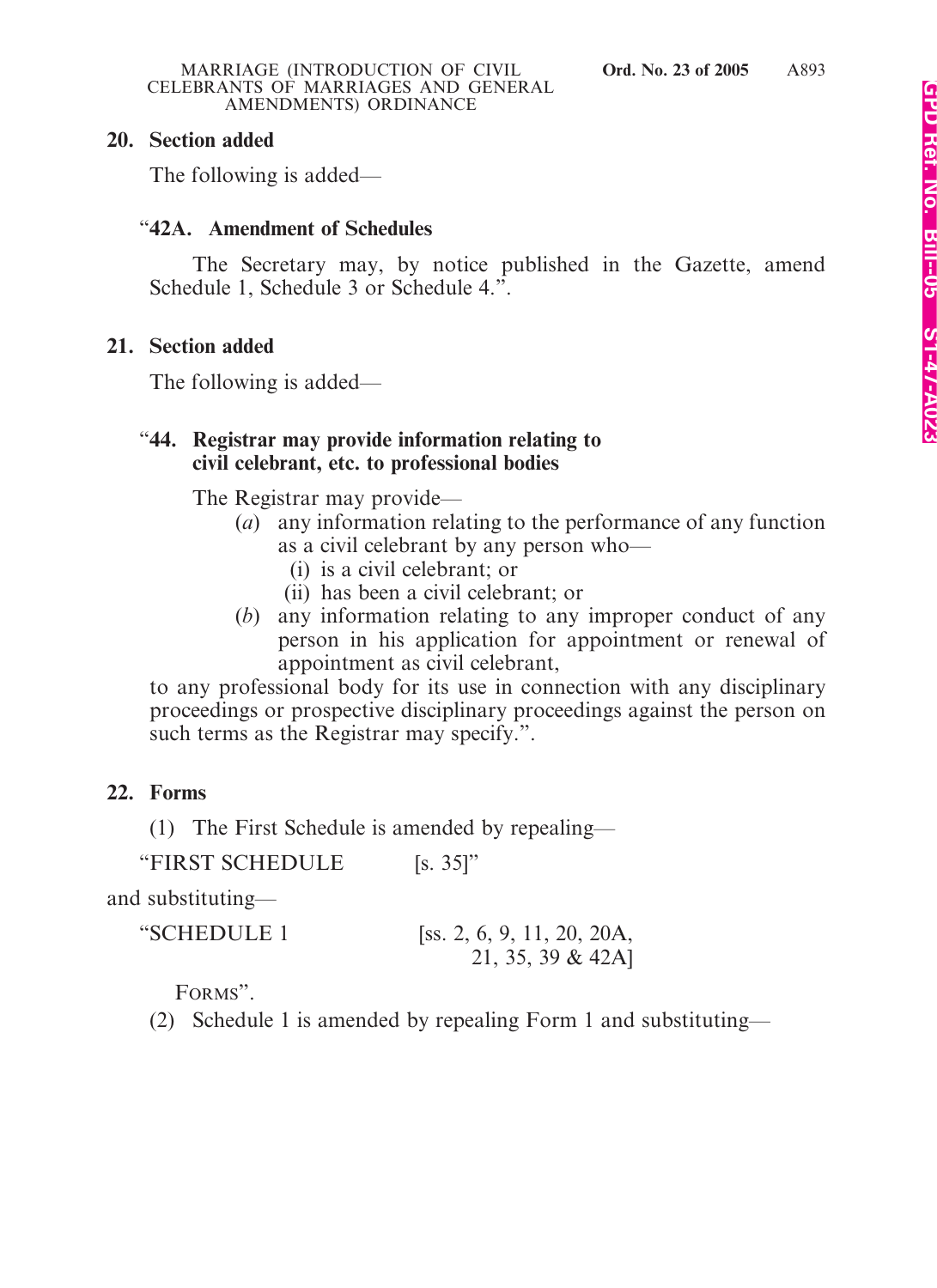**20. Section added**

The following is added—

“**42A. Amendment of Schedules**

The Secretary may, by notice published in the Gazette, amend Schedule 1, Schedule 3 or Schedule 4.”.

**21. Section added**

The following is added—

“**44. Registrar may provide information relating to civil celebrant, etc. to professional bodies**

The Registrar may provide—

(*a*) any information relating to the performance of any function as a civil celebrant by any person who—

(i) is a civil celebrant; or

(ii) has been a civil celebrant; or

(*b*) any information relating to any improper conduct of any person in his application for appointment or renewal of appointment as civil celebrant,

to any professional body for its use in connection with any disciplinary proceedings or prospective disciplinary proceedings against the person on such terms as the Registrar may specify.”.

**22. Forms**

(1) The First Schedule is amended by repealing—

“FIRST SCHEDULE [s. 35]”

and substituting—

“SCHEDULE 1 [ss. 2, 6, 9, 11, 20, 20A, 21, 35, 39 & 42A]

FORMS”.

(2) Schedule 1 is amended by repealing Form 1 and substituting—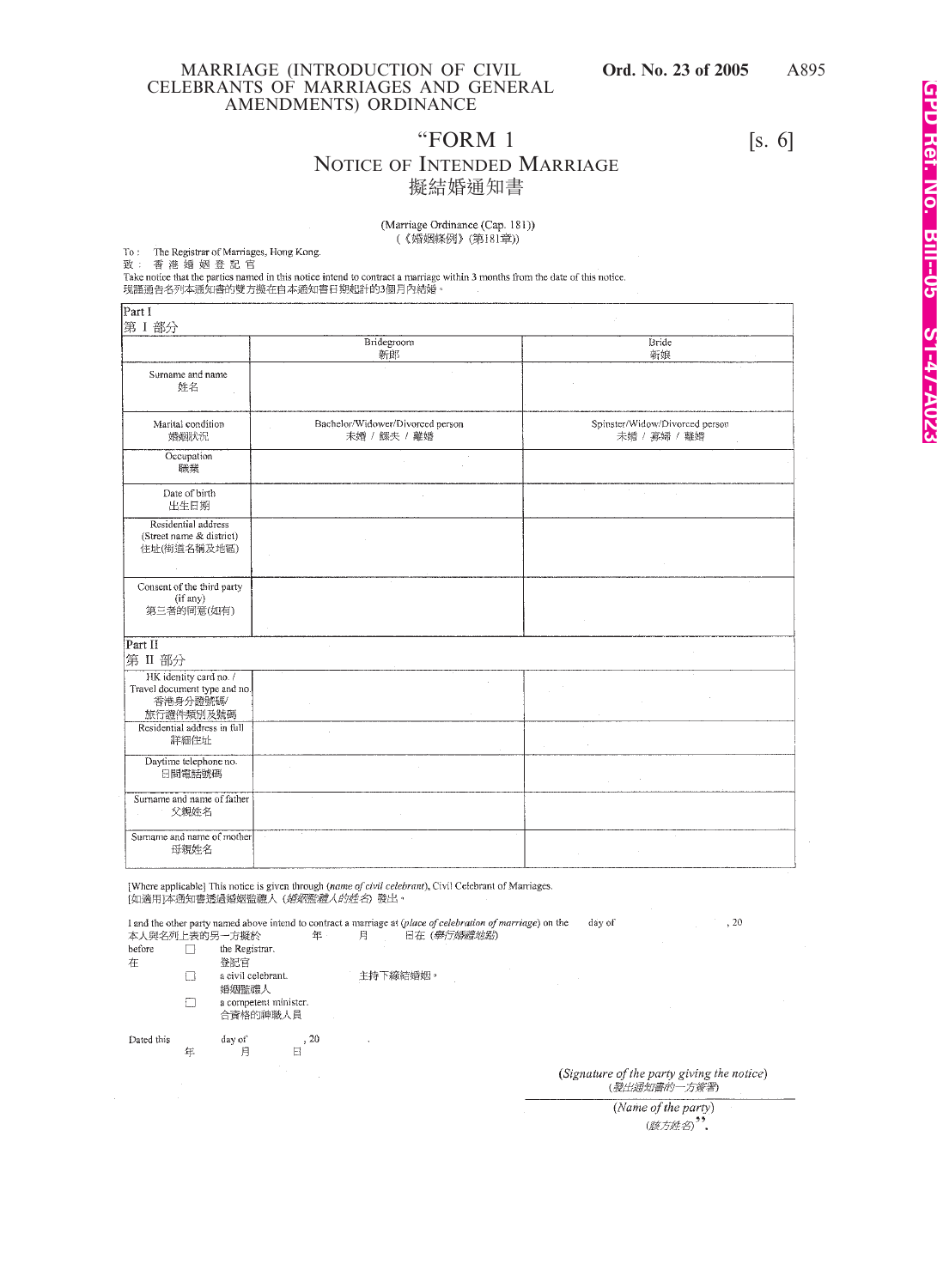"FORM 1

[s. 6]

# NOTICE OF INTENDED MARRIAGE
# 擬結婚通知書

(Marriage Ordinance (Cap. 181))
(《婚姻條例》(第181章))

To : The Registrar of Marriages, Hong Kong.
致 : 香 港 婚 姻 登 記 官

Take notice that the parties named in this notice intend to contract a marriage within 3 months from the date of this notice.
現謹通告名列本通知書的雙方擬在自本通知書日期起計的3個月內結婚。

| Part I<br>第 I 部分 | | |
|---|---|---|
| | Bridegroom<br>新郎 | Bride<br>新娘 |
| Surname and name<br>姓名 | | |
| Marital condition<br>婚姻狀況 | Bachelor/Widower/Divorced person<br>未婚 / 鰥夫 / 離婚 | Spinster/Widow/Divorced person<br>未婚 / 寡婦 / 離婚 |
| Occupation<br>職業 | | |
| Date of birth<br>出生日期 | | |
| Residential address<br>(Street name & district)<br>住址(街道名稱及地區) | | |
| Consent of the third party<br>(if any)<br>第三者的同意(如有) | | |
| Part II<br>第 II 部分 | | |
| HK identity card no. /<br>Travel document type and no.<br>香港身分證號碼/<br>旅行證件類別及號碼 | | |
| Residential address in full<br>詳細住址 | | |
| Daytime telephone no.<br>日間電話號碼 | | |
| Surname and name of father<br>父親姓名 | | |
| Surname and name of mother<br>母親姓名 | | |

[Where applicable] This notice is given through (*name of civil celebrant*), Civil Celebrant of Marriages.
[如適用]本通知書透過婚姻監禮人 (*婚姻監禮人的姓名*) 發出。

I and the other party named above intend to contract a marriage at (*place of celebration of marriage*) on the day of , 20
本人與名列上表的另一方擬於 年 月 日在 (*舉行婚禮地點*)

before 在
☐ the Registrar. 登記官
☐ a civil celebrant. 婚姻監禮人
☐ a competent minister. 合資格的神職人員

主持下締結婚姻。

Dated this day of , 20
年 月 日

(*Signature of the party giving the notice*)
(*發出通知書的一方簽署*)

(*Name of the party*)
(*該方姓名*)".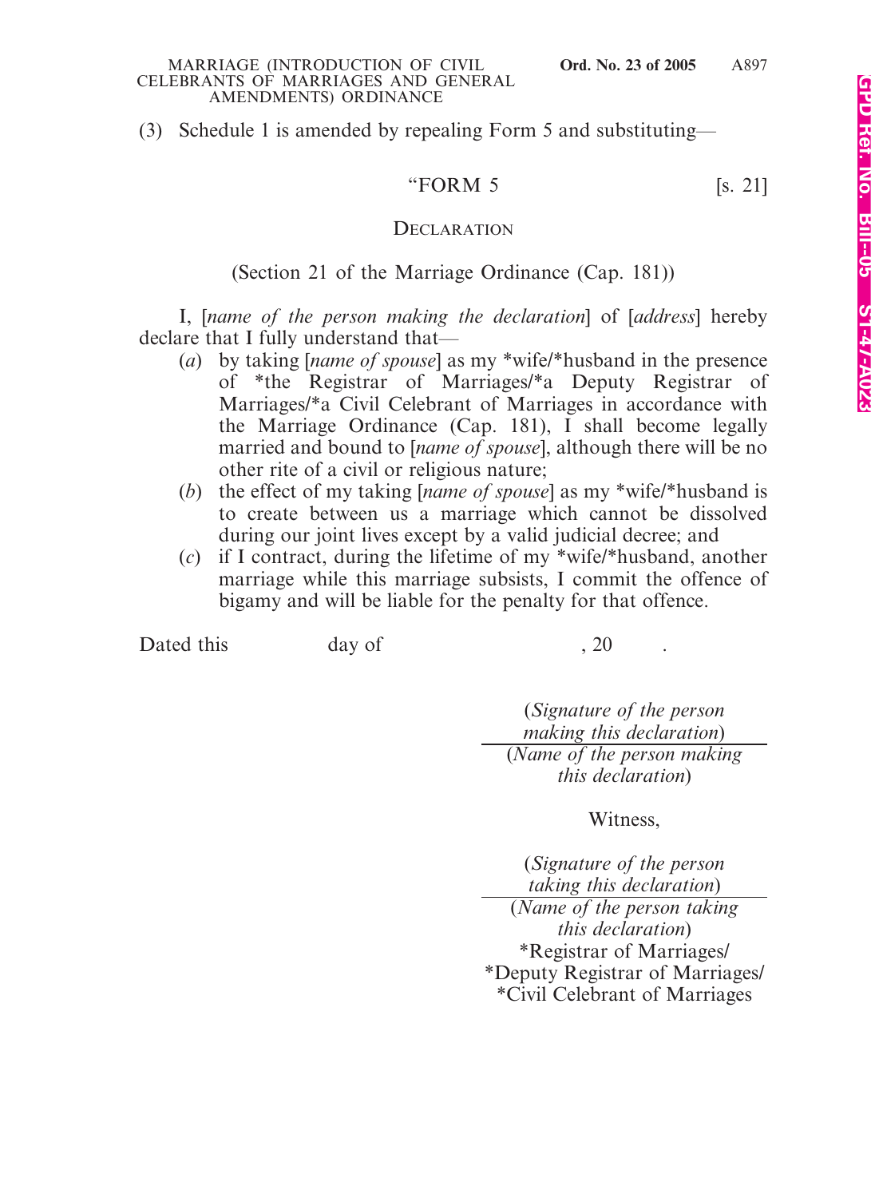(3) Schedule 1 is amended by repealing Form 5 and substituting—

"FORM 5 [s. 21]

DECLARATION

(Section 21 of the Marriage Ordinance (Cap. 181))

I, [*name of the person making the declaration*] of [*address*] hereby declare that I fully understand that—

(*a*) by taking [*name of spouse*] as my *wife/*husband in the presence of *the Registrar of Marriages/*a Deputy Registrar of Marriages/*a Civil Celebrant of Marriages in accordance with the Marriage Ordinance (Cap. 181), I shall become legally married and bound to [*name of spouse*], although there will be no other rite of a civil or religious nature;

(*b*) the effect of my taking [*name of spouse*] as my *wife/*husband is to create between us a marriage which cannot be dissolved during our joint lives except by a valid judicial decree; and

(*c*) if I contract, during the lifetime of my *wife/*husband, another marriage while this marriage subsists, I commit the offence of bigamy and will be liable for the penalty for that offence.

Dated this day of , 20 .

(*Signature of the person making this declaration*)
(*Name of the person making this declaration*)

Witness,

(*Signature of the person taking this declaration*)
(*Name of the person taking this declaration*)
*Registrar of Marriages/
*Deputy Registrar of Marriages/
*Civil Celebrant of Marriages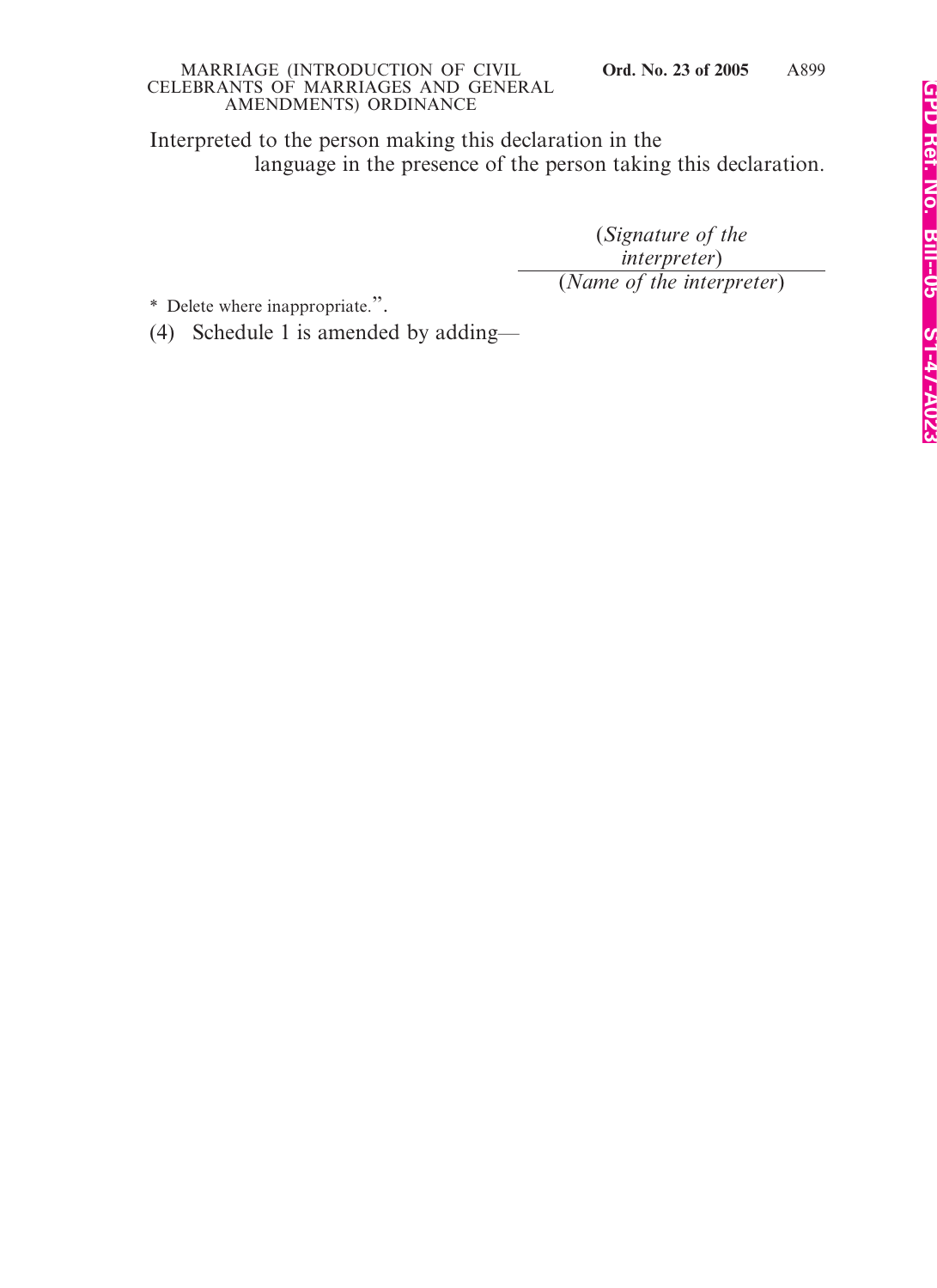Interpreted to the person making this declaration in the
language in the presence of the person taking this declaration.

(*Signature of the interpreter*)

(*Name of the interpreter*)

* Delete where inappropriate.”.

(4) Schedule 1 is amended by adding—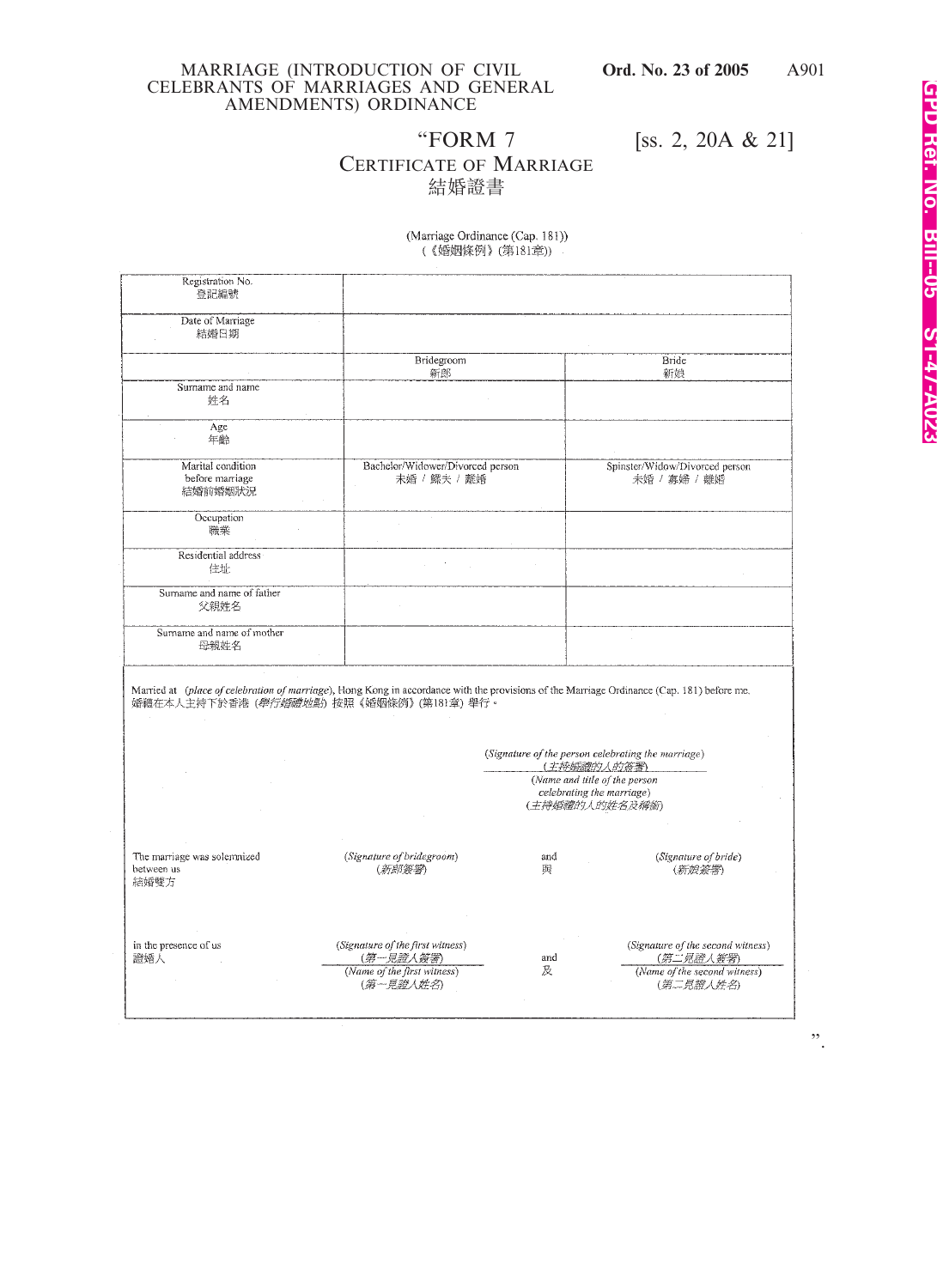"FORM 7 [ss. 2, 20A & 21]

# CERTIFICATE OF MARRIAGE
# 結婚證書

(Marriage Ordinance (Cap. 181))
(《婚姻條例》(第181章))

| | | |
|---|---|---|
| Registration No.<br>登記編號 | | |
| Date of Marriage<br>結婚日期 | | |
| | Bridegroom<br>新郎 | Bride<br>新娘 |
| Surname and name<br>姓名 | | |
| Age<br>年齡 | | |
| Marital condition before marriage<br>結婚前婚姻狀況 | Bachelor/Widower/Divorced person<br>未婚 / 鰥夫 / 離婚 | Spinster/Widow/Divorced person<br>未婚 / 寡婦 / 離婚 |
| Occupation<br>職業 | | |
| Residential address<br>住址 | | |
| Surname and name of father<br>父親姓名 | | |
| Surname and name of mother<br>母親姓名 | | |

Married at *(place of celebration of marriage)*, Hong Kong in accordance with the provisions of the Marriage Ordinance (Cap. 181) before me.
婚禮在本人主持下於香港 *(舉行婚禮地點)* 按照《婚姻條例》(第181章) 舉行。

*(Signature of the person celebrating the marriage)*
*(主持婚禮的人的簽署)*
*(Name and title of the person celebrating the marriage)*
*(主持婚禮的人的姓名及稱銜)*

| | | | |
|---|---|---|---|
| The marriage was solemnized between us<br>結婚雙方 | *(Signature of bridegroom)*<br>*(新郎簽署)* | and<br>與 | *(Signature of bride)*<br>*(新娘簽署)* |
| in the presence of us<br>證婚人 | *(Signature of the first witness)*<br>*(第一見證人簽署)*<br>*(Name of the first witness)*<br>*(第一見證人姓名)* | and<br>及 | *(Signature of the second witness)*<br>*(第二見證人簽署)*<br>*(Name of the second witness)*<br>*(第二見證人姓名)* |

".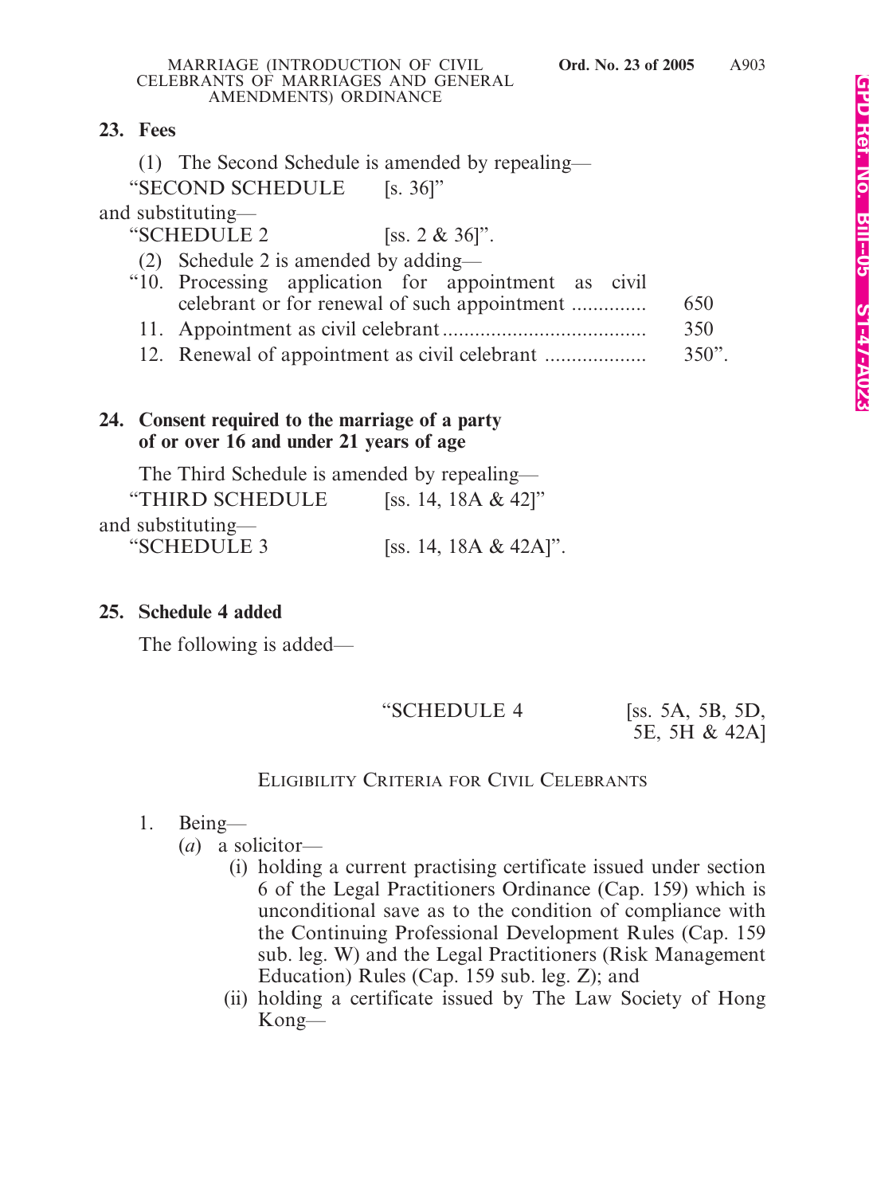## 23. Fees

(1) The Second Schedule is amended by repealing—

"SECOND SCHEDULE [s. 36]"

and substituting—

"SCHEDULE 2 [ss. 2 & 36]".

(2) Schedule 2 is amended by adding—

| | | |
|---|---|---|
| "10. | Processing application for appointment as civil celebrant or for renewal of such appointment .............. | 650 |
| 11. | Appointment as civil celebrant ...................................... | 350 |
| 12. | Renewal of appointment as civil celebrant ................... | 350". |

## 24. Consent required to the marriage of a party of or over 16 and under 21 years of age

The Third Schedule is amended by repealing—

"THIRD SCHEDULE [ss. 14, 18A & 42]"

and substituting—

"SCHEDULE 3 [ss. 14, 18A & 42A]".

## 25. Schedule 4 added

The following is added—

"SCHEDULE 4 [ss. 5A, 5B, 5D, 5E, 5H & 42A]

ELIGIBILITY CRITERIA FOR CIVIL CELEBRANTS

1. Being—
   (*a*) a solicitor—
      (i) holding a current practising certificate issued under section 6 of the Legal Practitioners Ordinance (Cap. 159) which is unconditional save as to the condition of compliance with the Continuing Professional Development Rules (Cap. 159 sub. leg. W) and the Legal Practitioners (Risk Management Education) Rules (Cap. 159 sub. leg. Z); and
      (ii) holding a certificate issued by The Law Society of Hong Kong—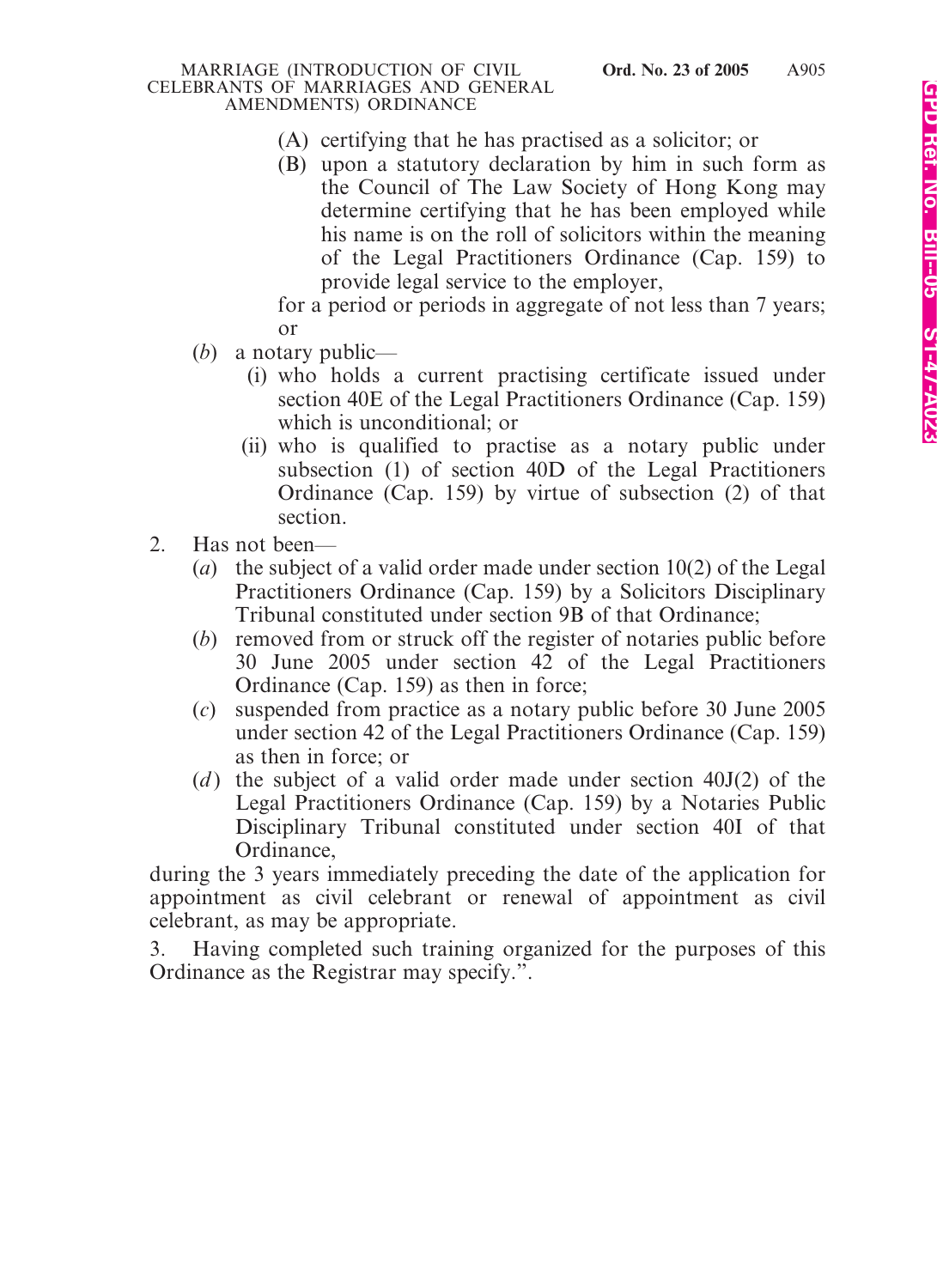(A) certifying that he has practised as a solicitor; or

(B) upon a statutory declaration by him in such form as the Council of The Law Society of Hong Kong may determine certifying that he has been employed while his name is on the roll of solicitors within the meaning of the Legal Practitioners Ordinance (Cap. 159) to provide legal service to the employer,

for a period or periods in aggregate of not less than 7 years; or

(*b*) a notary public—

(i) who holds a current practising certificate issued under section 40E of the Legal Practitioners Ordinance (Cap. 159) which is unconditional; or

(ii) who is qualified to practise as a notary public under subsection (1) of section 40D of the Legal Practitioners Ordinance (Cap. 159) by virtue of subsection (2) of that section.

2. Has not been—

(*a*) the subject of a valid order made under section 10(2) of the Legal Practitioners Ordinance (Cap. 159) by a Solicitors Disciplinary Tribunal constituted under section 9B of that Ordinance;

(*b*) removed from or struck off the register of notaries public before 30 June 2005 under section 42 of the Legal Practitioners Ordinance (Cap. 159) as then in force;

(*c*) suspended from practice as a notary public before 30 June 2005 under section 42 of the Legal Practitioners Ordinance (Cap. 159) as then in force; or

(*d*) the subject of a valid order made under section 40J(2) of the Legal Practitioners Ordinance (Cap. 159) by a Notaries Public Disciplinary Tribunal constituted under section 40I of that Ordinance,

during the 3 years immediately preceding the date of the application for appointment as civil celebrant or renewal of appointment as civil celebrant, as may be appropriate.

3. Having completed such training organized for the purposes of this Ordinance as the Registrar may specify.".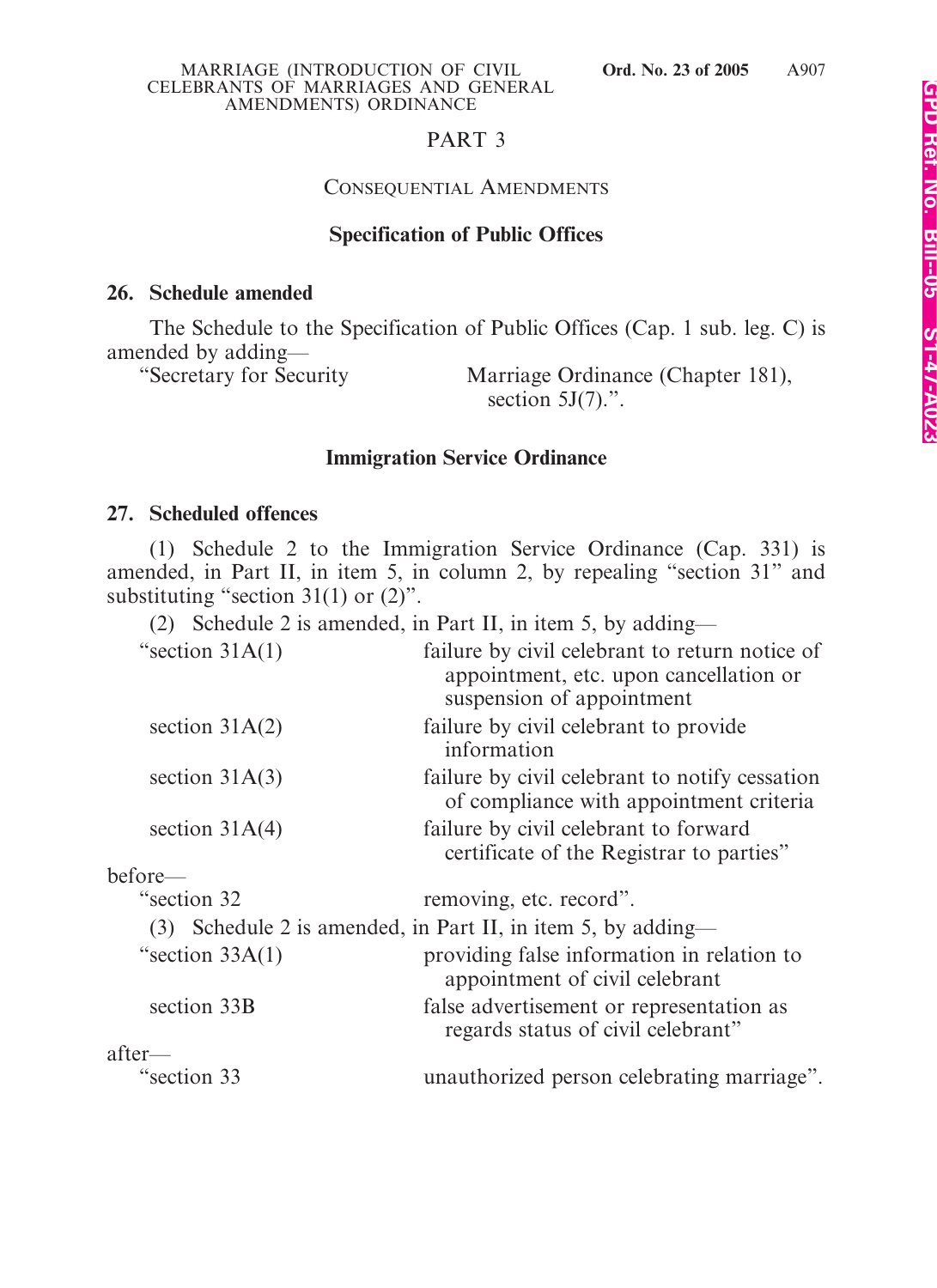## PART 3

### CONSEQUENTIAL AMENDMENTS

### Specification of Public Offices

**26. Schedule amended**

The Schedule to the Specification of Public Offices (Cap. 1 sub. leg. C) is amended by adding—

| | |
|---|---|
| "Secretary for Security | Marriage Ordinance (Chapter 181), section 5J(7).". |

### Immigration Service Ordinance

**27. Scheduled offences**

(1) Schedule 2 to the Immigration Service Ordinance (Cap. 331) is amended, in Part II, in item 5, in column 2, by repealing "section 31" and substituting "section 31(1) or (2)".

(2) Schedule 2 is amended, in Part II, in item 5, by adding—

| | |
|---|---|
| "section 31A(1) | failure by civil celebrant to return notice of appointment, etc. upon cancellation or suspension of appointment |
| section 31A(2) | failure by civil celebrant to provide information |
| section 31A(3) | failure by civil celebrant to notify cessation of compliance with appointment criteria |
| section 31A(4) | failure by civil celebrant to forward certificate of the Registrar to parties" |

before—

| | |
|---|---|
| "section 32 | removing, etc. record". |

(3) Schedule 2 is amended, in Part II, in item 5, by adding—

| | |
|---|---|
| "section 33A(1) | providing false information in relation to appointment of civil celebrant |
| section 33B | false advertisement or representation as regards status of civil celebrant" |

after—

| | |
|---|---|
| "section 33 | unauthorized person celebrating marriage". |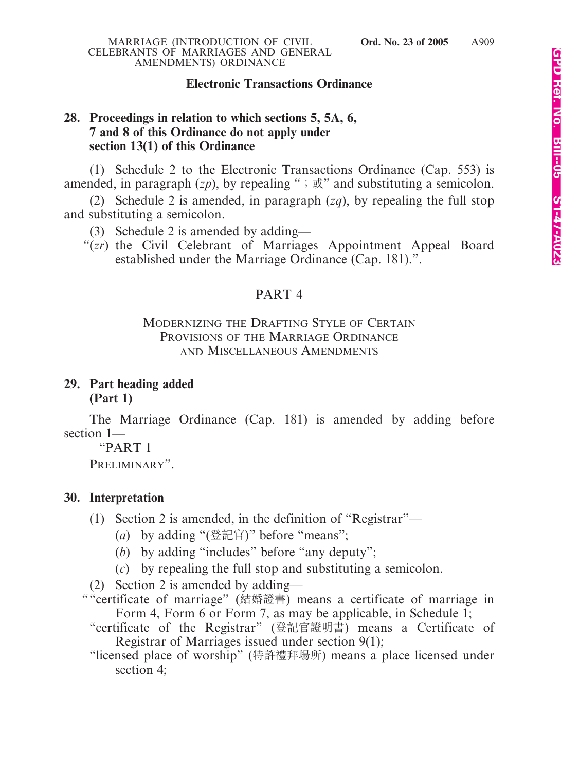**Electronic Transactions Ordinance**

**28. Proceedings in relation to which sections 5, 5A, 6, 7 and 8 of this Ordinance do not apply under section 13(1) of this Ordinance**

(1) Schedule 2 to the Electronic Transactions Ordinance (Cap. 553) is amended, in paragraph (*zp*), by repealing "；或" and substituting a semicolon.

(2) Schedule 2 is amended, in paragraph (*zq*), by repealing the full stop and substituting a semicolon.

(3) Schedule 2 is amended by adding—

"(*zr*) the Civil Celebrant of Marriages Appointment Appeal Board established under the Marriage Ordinance (Cap. 181).".

PART 4

MODERNIZING THE DRAFTING STYLE OF CERTAIN PROVISIONS OF THE MARRIAGE ORDINANCE AND MISCELLANEOUS AMENDMENTS

**29. Part heading added (Part 1)**

The Marriage Ordinance (Cap. 181) is amended by adding before section 1—

"PART 1

PRELIMINARY".

**30. Interpretation**

(1) Section 2 is amended, in the definition of "Registrar"—

(*a*) by adding "(登記官)" before "means";

(*b*) by adding "includes" before "any deputy";

(*c*) by repealing the full stop and substituting a semicolon.

(2) Section 2 is amended by adding—

""certificate of marriage" (結婚證書) means a certificate of marriage in Form 4, Form 6 or Form 7, as may be applicable, in Schedule 1;

"certificate of the Registrar" (登記官證明書) means a Certificate of Registrar of Marriages issued under section 9(1);

"licensed place of worship" (特許禮拜場所) means a place licensed under section 4;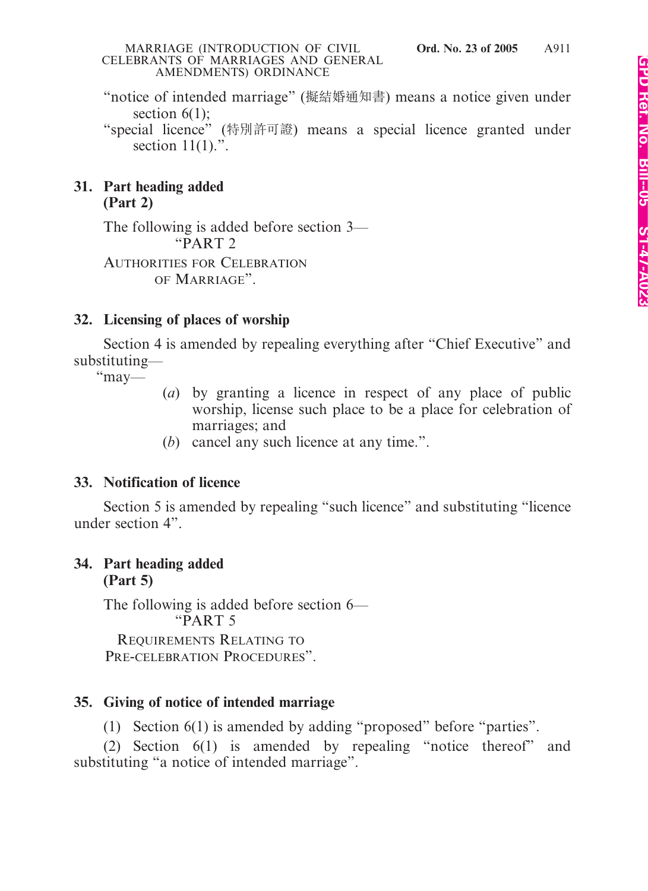"notice of intended marriage" (擬結婚通知書) means a notice given under section 6(1);

"special licence" (特別許可證) means a special licence granted under section 11(1).".

**31. Part heading added (Part 2)**

The following is added before section 3—

"PART 2

AUTHORITIES FOR CELEBRATION OF MARRIAGE".

**32. Licensing of places of worship**

Section 4 is amended by repealing everything after "Chief Executive" and substituting—

"may—

(*a*) by granting a licence in respect of any place of public worship, license such place to be a place for celebration of marriages; and

(*b*) cancel any such licence at any time.".

**33. Notification of licence**

Section 5 is amended by repealing "such licence" and substituting "licence under section 4".

**34. Part heading added (Part 5)**

The following is added before section 6—

"PART 5

REQUIREMENTS RELATING TO PRE-CELEBRATION PROCEDURES".

**35. Giving of notice of intended marriage**

(1) Section 6(1) is amended by adding "proposed" before "parties".

(2) Section 6(1) is amended by repealing "notice thereof" and substituting "a notice of intended marriage".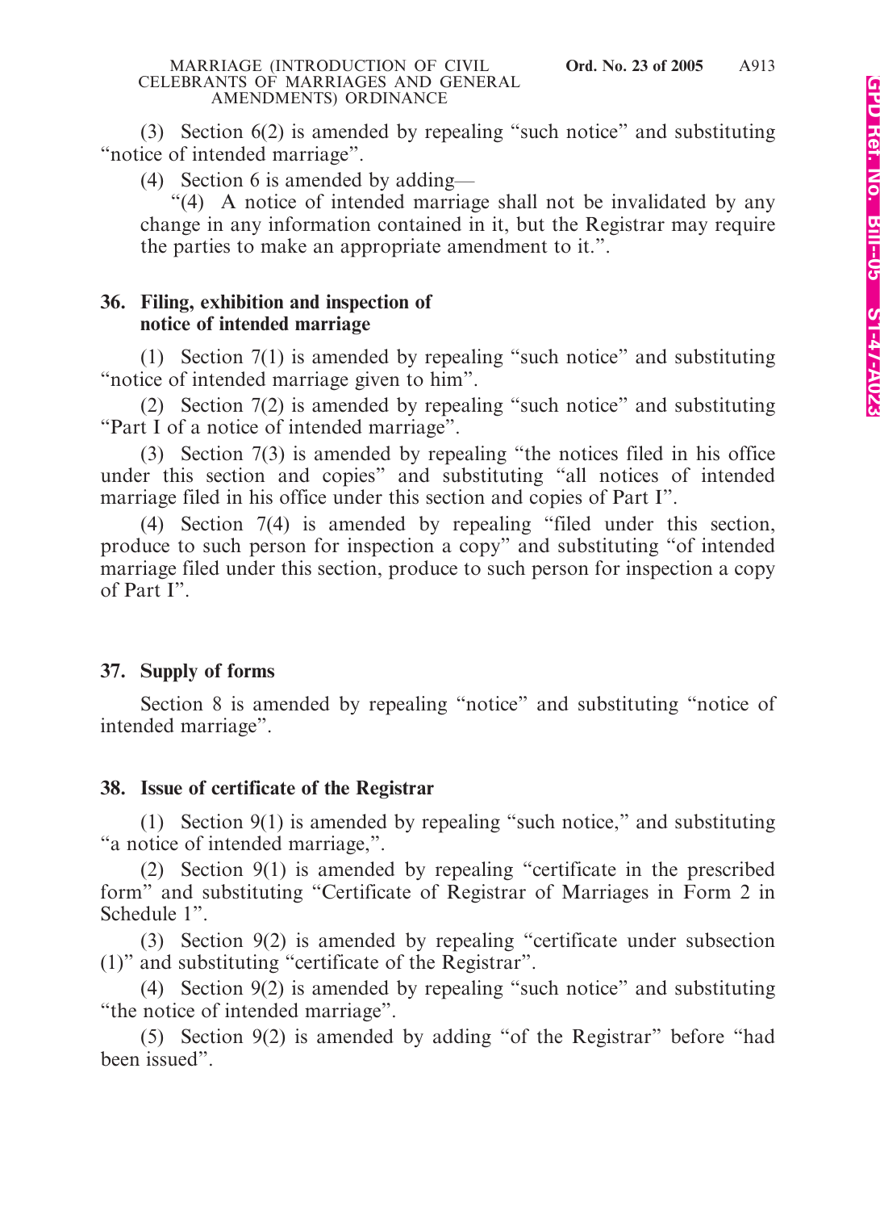(3) Section 6(2) is amended by repealing "such notice" and substituting "notice of intended marriage".

(4) Section 6 is amended by adding—

"(4) A notice of intended marriage shall not be invalidated by any change in any information contained in it, but the Registrar may require the parties to make an appropriate amendment to it.".

### 36. Filing, exhibition and inspection of notice of intended marriage

(1) Section 7(1) is amended by repealing "such notice" and substituting "notice of intended marriage given to him".

(2) Section 7(2) is amended by repealing "such notice" and substituting "Part I of a notice of intended marriage".

(3) Section 7(3) is amended by repealing "the notices filed in his office under this section and copies" and substituting "all notices of intended marriage filed in his office under this section and copies of Part I".

(4) Section 7(4) is amended by repealing "filed under this section, produce to such person for inspection a copy" and substituting "of intended marriage filed under this section, produce to such person for inspection a copy of Part I".

### 37. Supply of forms

Section 8 is amended by repealing "notice" and substituting "notice of intended marriage".

### 38. Issue of certificate of the Registrar

(1) Section 9(1) is amended by repealing "such notice," and substituting "a notice of intended marriage,".

(2) Section 9(1) is amended by repealing "certificate in the prescribed form" and substituting "Certificate of Registrar of Marriages in Form 2 in Schedule 1".

(3) Section 9(2) is amended by repealing "certificate under subsection (1)" and substituting "certificate of the Registrar".

(4) Section 9(2) is amended by repealing "such notice" and substituting "the notice of intended marriage".

(5) Section 9(2) is amended by adding "of the Registrar" before "had been issued".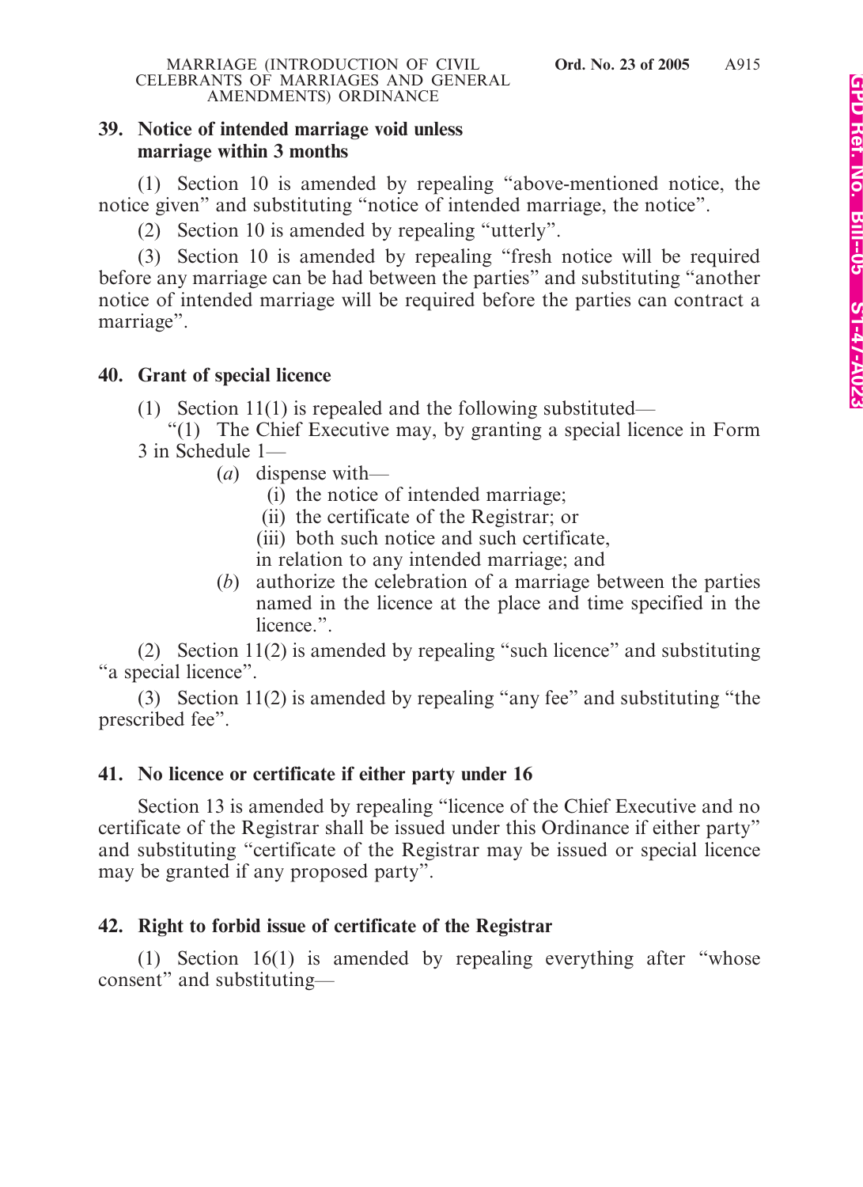### 39. Notice of intended marriage void unless marriage within 3 months

(1) Section 10 is amended by repealing "above-mentioned notice, the notice given" and substituting "notice of intended marriage, the notice".

(2) Section 10 is amended by repealing "utterly".

(3) Section 10 is amended by repealing "fresh notice will be required before any marriage can be had between the parties" and substituting "another notice of intended marriage will be required before the parties can contract a marriage".

### 40. Grant of special licence

(1) Section 11(1) is repealed and the following substituted—

"(1) The Chief Executive may, by granting a special licence in Form 3 in Schedule 1—

(*a*) dispense with—

(i) the notice of intended marriage;

(ii) the certificate of the Registrar; or

(iii) both such notice and such certificate,

in relation to any intended marriage; and

(*b*) authorize the celebration of a marriage between the parties named in the licence at the place and time specified in the licence.".

(2) Section 11(2) is amended by repealing "such licence" and substituting "a special licence".

(3) Section 11(2) is amended by repealing "any fee" and substituting "the prescribed fee".

### 41. No licence or certificate if either party under 16

Section 13 is amended by repealing "licence of the Chief Executive and no certificate of the Registrar shall be issued under this Ordinance if either party" and substituting "certificate of the Registrar may be issued or special licence may be granted if any proposed party".

### 42. Right to forbid issue of certificate of the Registrar

(1) Section 16(1) is amended by repealing everything after "whose consent" and substituting—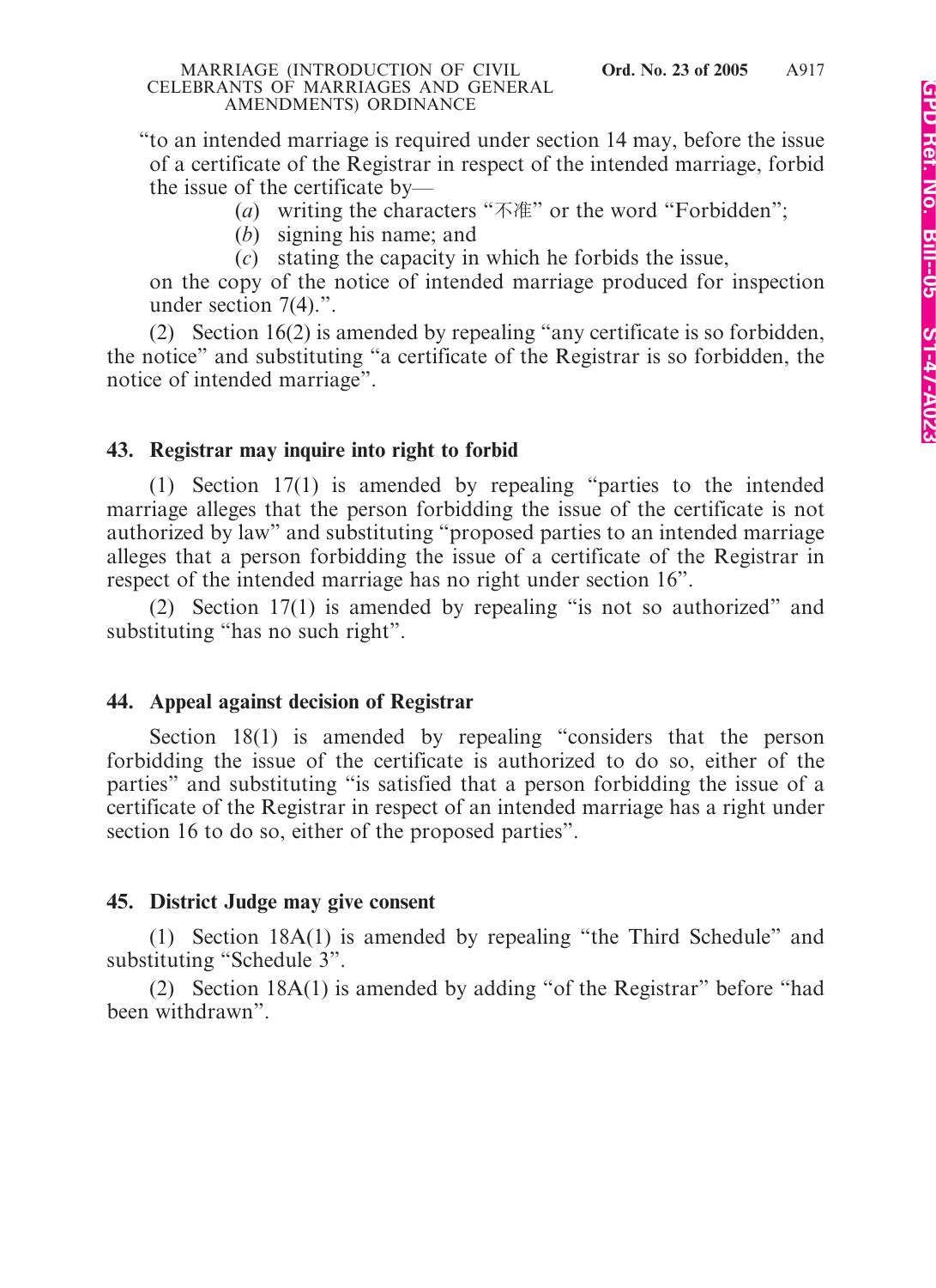"to an intended marriage is required under section 14 may, before the issue of a certificate of the Registrar in respect of the intended marriage, forbid the issue of the certificate by—

(*a*) writing the characters "不准" or the word "Forbidden";

(*b*) signing his name; and

(*c*) stating the capacity in which he forbids the issue,

on the copy of the notice of intended marriage produced for inspection under section 7(4).".

(2) Section 16(2) is amended by repealing "any certificate is so forbidden, the notice" and substituting "a certificate of the Registrar is so forbidden, the notice of intended marriage".

### 43. Registrar may inquire into right to forbid

(1) Section 17(1) is amended by repealing "parties to the intended marriage alleges that the person forbidding the issue of the certificate is not authorized by law" and substituting "proposed parties to an intended marriage alleges that a person forbidding the issue of a certificate of the Registrar in respect of the intended marriage has no right under section 16".

(2) Section 17(1) is amended by repealing "is not so authorized" and substituting "has no such right".

### 44. Appeal against decision of Registrar

Section 18(1) is amended by repealing "considers that the person forbidding the issue of the certificate is authorized to do so, either of the parties" and substituting "is satisfied that a person forbidding the issue of a certificate of the Registrar in respect of an intended marriage has a right under section 16 to do so, either of the proposed parties".

### 45. District Judge may give consent

(1) Section 18A(1) is amended by repealing "the Third Schedule" and substituting "Schedule 3".

(2) Section 18A(1) is amended by adding "of the Registrar" before "had been withdrawn".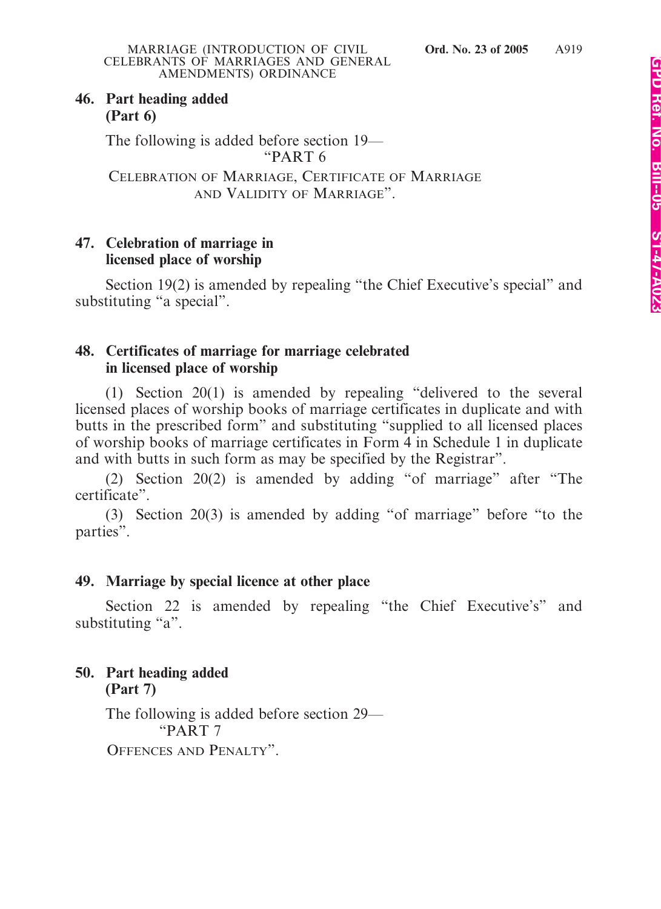**46. Part heading added (Part 6)**

The following is added before section 19—

"PART 6

CELEBRATION OF MARRIAGE, CERTIFICATE OF MARRIAGE AND VALIDITY OF MARRIAGE".

**47. Celebration of marriage in licensed place of worship**

Section 19(2) is amended by repealing "the Chief Executive's special" and substituting "a special".

**48. Certificates of marriage for marriage celebrated in licensed place of worship**

(1) Section 20(1) is amended by repealing "delivered to the several licensed places of worship books of marriage certificates in duplicate and with butts in the prescribed form" and substituting "supplied to all licensed places of worship books of marriage certificates in Form 4 in Schedule 1 in duplicate and with butts in such form as may be specified by the Registrar".

(2) Section 20(2) is amended by adding "of marriage" after "The certificate".

(3) Section 20(3) is amended by adding "of marriage" before "to the parties".

**49. Marriage by special licence at other place**

Section 22 is amended by repealing "the Chief Executive's" and substituting "a".

**50. Part heading added (Part 7)**

The following is added before section 29—

"PART 7

OFFENCES AND PENALTY".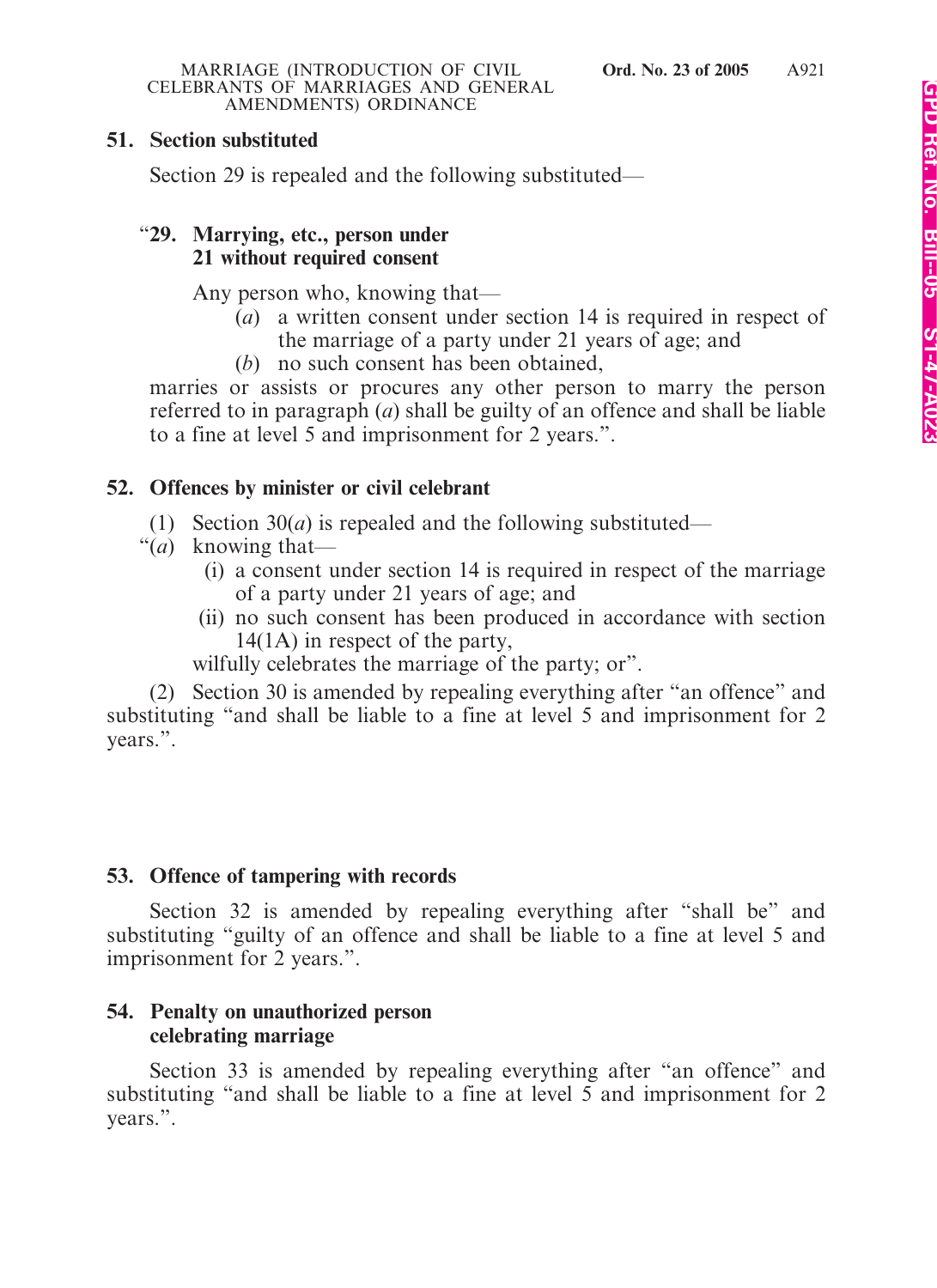## 51. Section substituted

Section 29 is repealed and the following substituted—

"**29. Marrying, etc., person under 21 without required consent**

Any person who, knowing that—

(*a*) a written consent under section 14 is required in respect of the marriage of a party under 21 years of age; and

(*b*) no such consent has been obtained,

marries or assists or procures any other person to marry the person referred to in paragraph (*a*) shall be guilty of an offence and shall be liable to a fine at level 5 and imprisonment for 2 years.".

## 52. Offences by minister or civil celebrant

(1) Section 30(*a*) is repealed and the following substituted—

"(*a*) knowing that—

(i) a consent under section 14 is required in respect of the marriage of a party under 21 years of age; and

(ii) no such consent has been produced in accordance with section 14(1A) in respect of the party,

wilfully celebrates the marriage of the party; or".

(2) Section 30 is amended by repealing everything after "an offence" and substituting "and shall be liable to a fine at level 5 and imprisonment for 2 years.".

## 53. Offence of tampering with records

Section 32 is amended by repealing everything after "shall be" and substituting "guilty of an offence and shall be liable to a fine at level 5 and imprisonment for 2 years.".

## 54. Penalty on unauthorized person celebrating marriage

Section 33 is amended by repealing everything after "an offence" and substituting "and shall be liable to a fine at level 5 and imprisonment for 2 years.".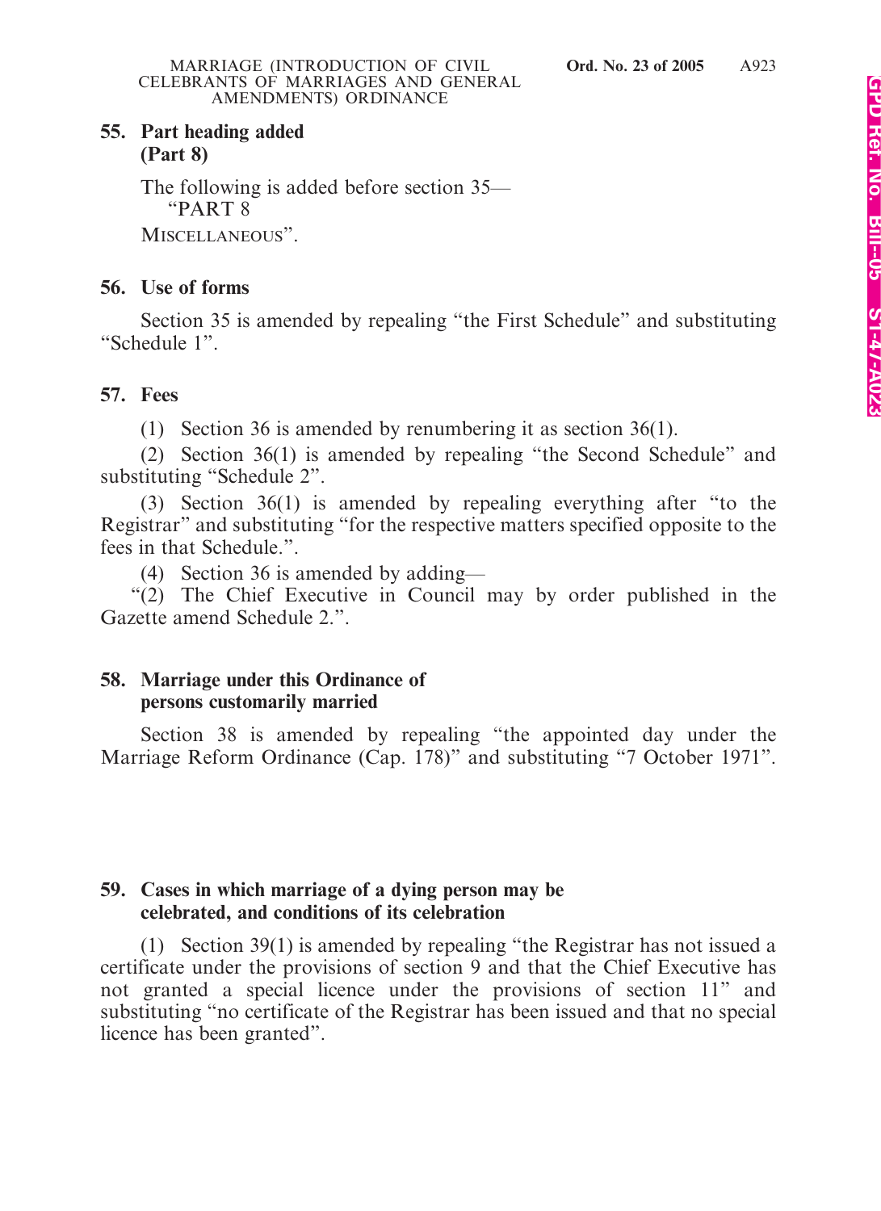## 55. Part heading added (Part 8)

The following is added before section 35—

"PART 8

MISCELLANEOUS".

## 56. Use of forms

Section 35 is amended by repealing "the First Schedule" and substituting "Schedule 1".

## 57. Fees

(1) Section 36 is amended by renumbering it as section 36(1).

(2) Section 36(1) is amended by repealing "the Second Schedule" and substituting "Schedule 2".

(3) Section 36(1) is amended by repealing everything after "to the Registrar" and substituting "for the respective matters specified opposite to the fees in that Schedule.".

(4) Section 36 is amended by adding—

"(2) The Chief Executive in Council may by order published in the Gazette amend Schedule 2.".

## 58. Marriage under this Ordinance of persons customarily married

Section 38 is amended by repealing "the appointed day under the Marriage Reform Ordinance (Cap. 178)" and substituting "7 October 1971".

## 59. Cases in which marriage of a dying person may be celebrated, and conditions of its celebration

(1) Section 39(1) is amended by repealing "the Registrar has not issued a certificate under the provisions of section 9 and that the Chief Executive has not granted a special licence under the provisions of section 11" and substituting "no certificate of the Registrar has been issued and that no special licence has been granted".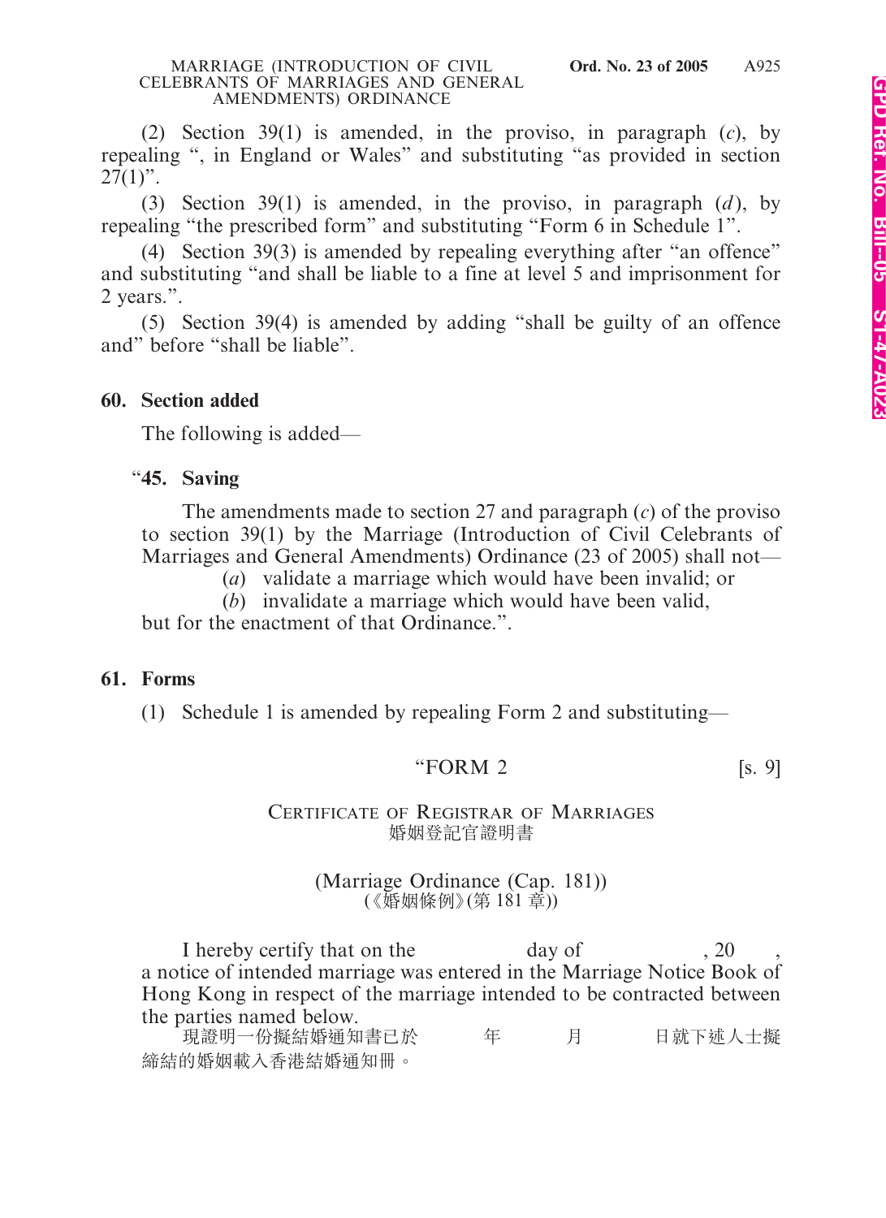(2) Section 39(1) is amended, in the proviso, in paragraph (*c*), by repealing ", in England or Wales" and substituting "as provided in section 27(1)".

(3) Section 39(1) is amended, in the proviso, in paragraph (*d*), by repealing "the prescribed form" and substituting "Form 6 in Schedule 1".

(4) Section 39(3) is amended by repealing everything after "an offence" and substituting "and shall be liable to a fine at level 5 and imprisonment for 2 years.".

(5) Section 39(4) is amended by adding "shall be guilty of an offence and" before "shall be liable".

**60. Section added**

The following is added—

**"45. Saving**

The amendments made to section 27 and paragraph (*c*) of the proviso to section 39(1) by the Marriage (Introduction of Civil Celebrants of Marriages and General Amendments) Ordinance (23 of 2005) shall not—

(*a*) validate a marriage which would have been invalid; or

(*b*) invalidate a marriage which would have been valid,

but for the enactment of that Ordinance.".

**61. Forms**

(1) Schedule 1 is amended by repealing Form 2 and substituting—

"FORM 2 [s. 9]

CERTIFICATE OF REGISTRAR OF MARRIAGES
婚姻登記官證明書

(Marriage Ordinance (Cap. 181))
(《婚姻條例》(第 181 章))

I hereby certify that on the                 day of                 , 20      , a notice of intended marriage was entered in the Marriage Notice Book of Hong Kong in respect of the marriage intended to be contracted between the parties named below.

現證明一份擬結婚通知書已於          年          月          日就下述人士擬締結的婚姻載入香港結婚通知冊。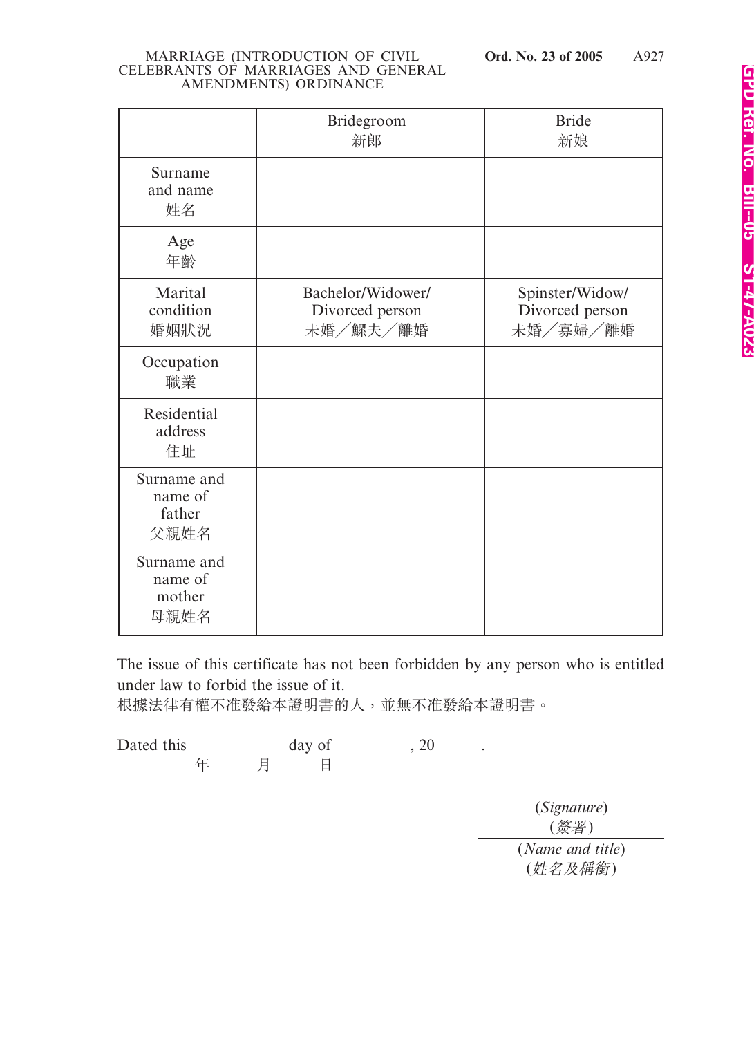| | Bridegroom 新郎 | Bride 新娘 |
|---|---|---|
| Surname and name 姓名 | | |
| Age 年齡 | | |
| Marital condition 婚姻狀況 | Bachelor/Widower/ Divorced person 未婚／鰥夫／離婚 | Spinster/Widow/ Divorced person 未婚／寡婦／離婚 |
| Occupation 職業 | | |
| Residential address 住址 | | |
| Surname and name of father 父親姓名 | | |
| Surname and name of mother 母親姓名 | | |

The issue of this certificate has not been forbidden by any person who is entitled under law to forbid the issue of it.
根據法律有權不准發給本證明書的人，並無不准發給本證明書。

Dated this day of , 20 .
年 月 日

(*Signature*)
(*簽署*)

(*Name and title*)
(*姓名及稱銜*)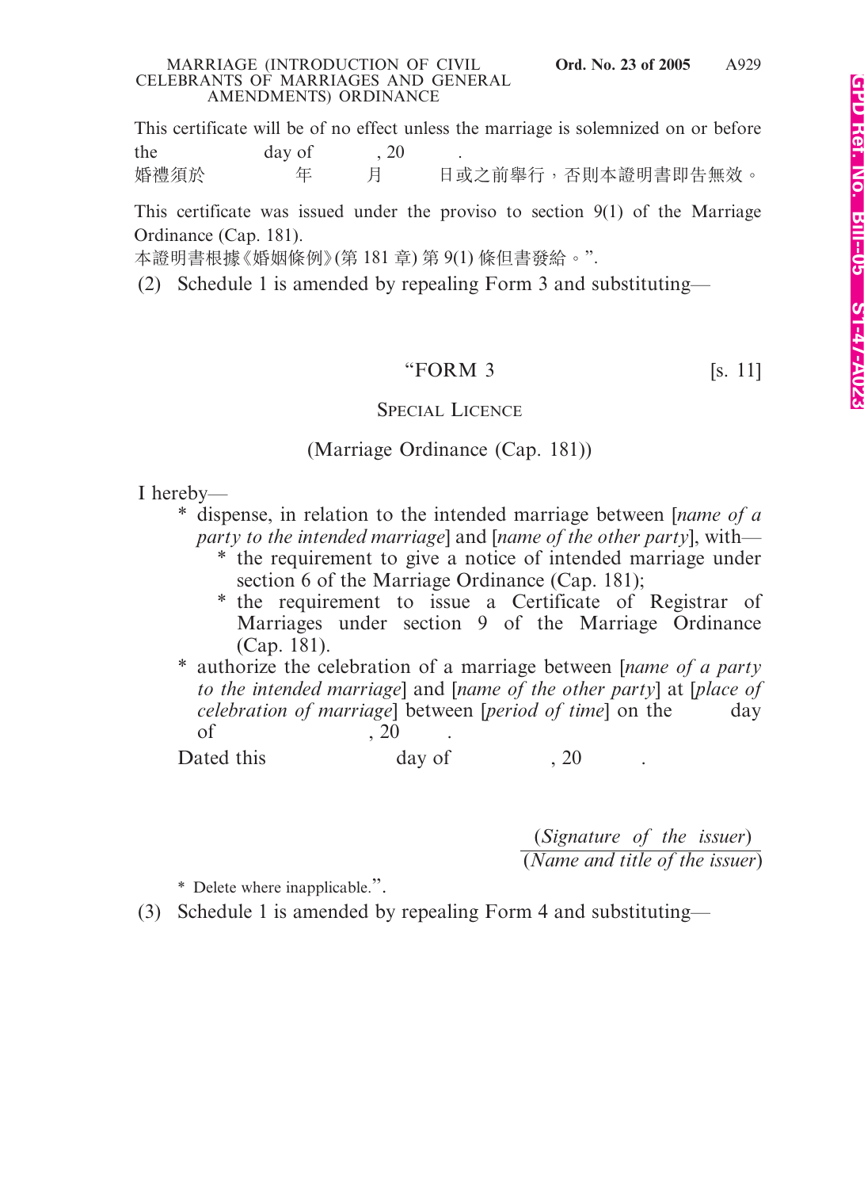This certificate will be of no effect unless the marriage is solemnized on or before the            day of          , 20          .
婚禮須於            年          月          日或之前舉行，否則本證明書即告無效。

This certificate was issued under the proviso to section 9(1) of the Marriage Ordinance (Cap. 181).
本證明書根據《婚姻條例》(第 181 章) 第 9(1) 條但書發給。”.

(2) Schedule 1 is amended by repealing Form 3 and substituting—

“FORM 3 [s. 11]

SPECIAL LICENCE

(Marriage Ordinance (Cap. 181))

I hereby—

- \* dispense, in relation to the intended marriage between [*name of a party to the intended marriage*] and [*name of the other party*], with—
  - \* the requirement to give a notice of intended marriage under section 6 of the Marriage Ordinance (Cap. 181);
  - \* the requirement to issue a Certificate of Registrar of Marriages under section 9 of the Marriage Ordinance (Cap. 181).
- \* authorize the celebration of a marriage between [*name of a party to the intended marriage*] and [*name of the other party*] at [*place of celebration of marriage*] between [*period of time*] on the          day of                    , 20          .

Dated this                    day of                    , 20          .

(*Signature of the issuer*)
(*Name and title of the issuer*)

\* Delete where inapplicable.”.

(3) Schedule 1 is amended by repealing Form 4 and substituting—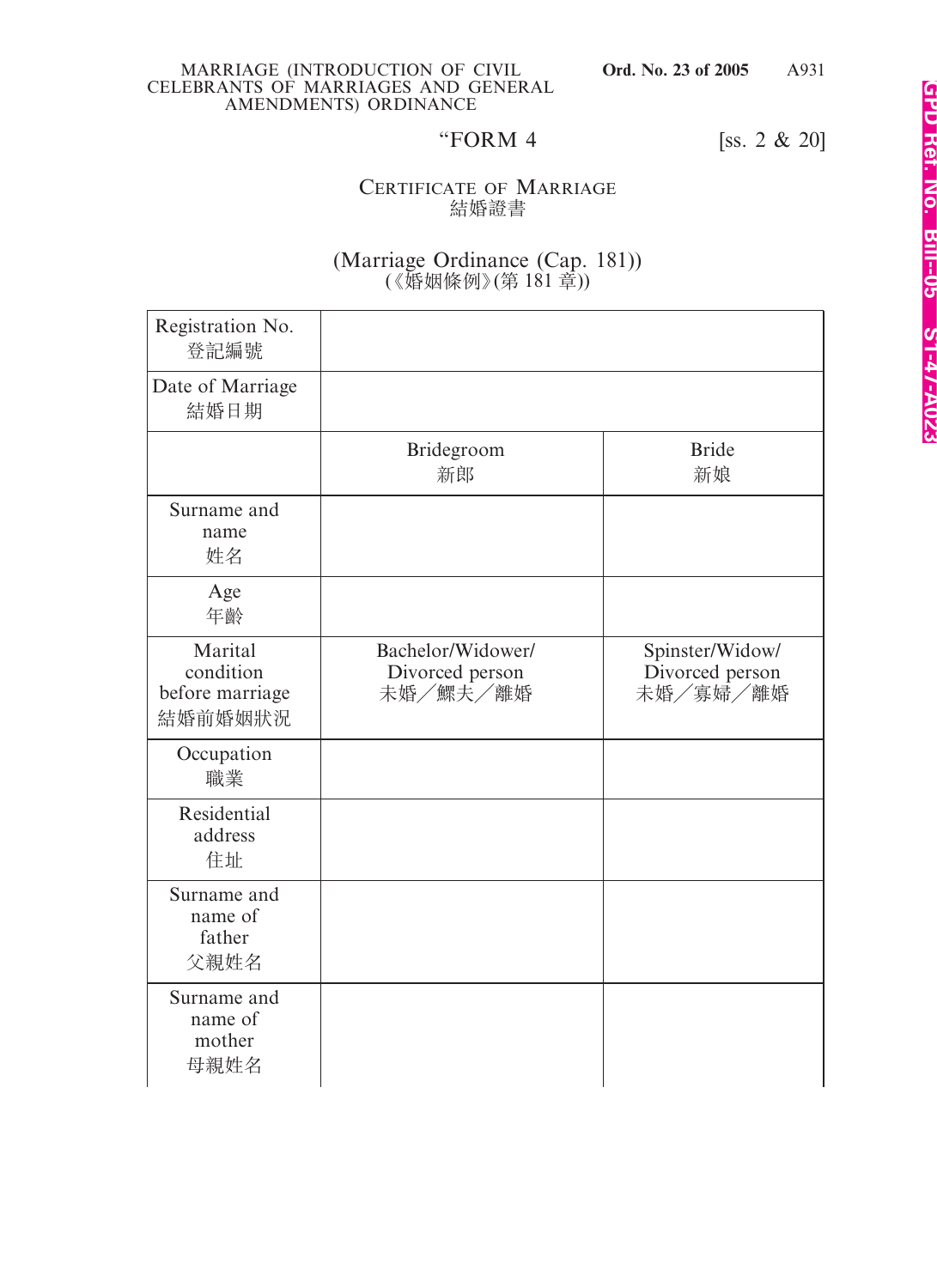"FORM 4 [ss. 2 & 20]

CERTIFICATE OF MARRIAGE
結婚證書

(Marriage Ordinance (Cap. 181))
(《婚姻條例》(第 181 章))

| Registration No. 登記編號 | | |
|---|---|---|
| Date of Marriage 結婚日期 | | |
| | Bridegroom 新郎 | Bride 新娘 |
| Surname and name 姓名 | | |
| Age 年齡 | | |
| Marital condition before marriage 結婚前婚姻狀況 | Bachelor/Widower/ Divorced person 未婚／鰥夫／離婚 | Spinster/Widow/ Divorced person 未婚／寡婦／離婚 |
| Occupation 職業 | | |
| Residential address 住址 | | |
| Surname and name of father 父親姓名 | | |
| Surname and name of mother 母親姓名 | | |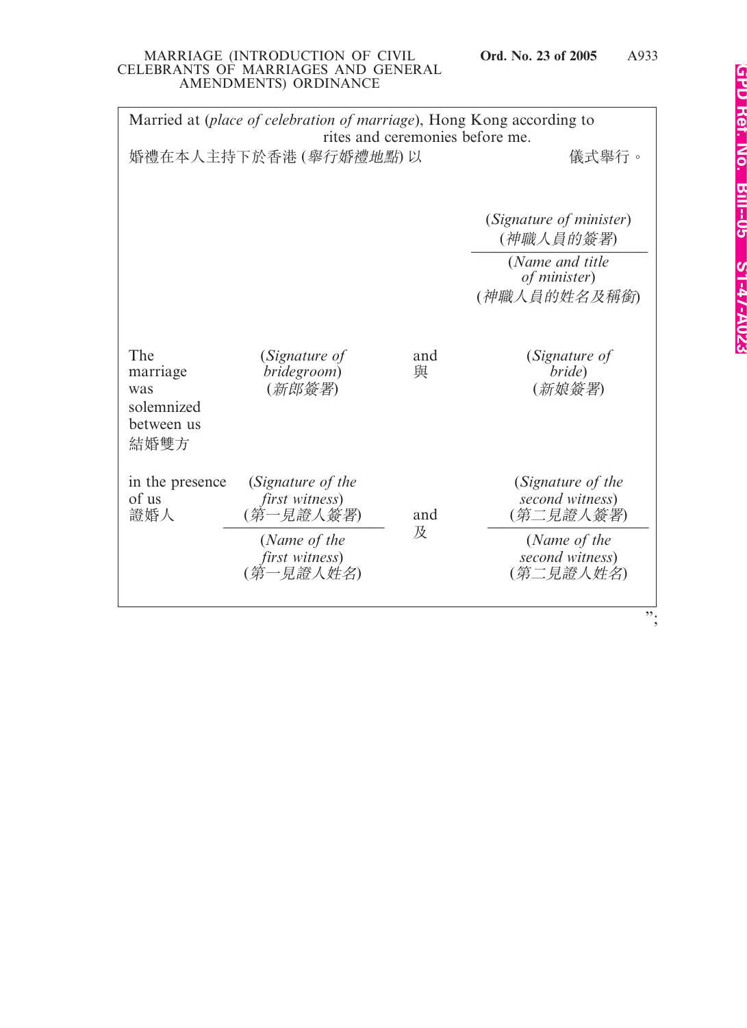Married at (*place of celebration of marriage*), Hong Kong according to rites and ceremonies before me.

婚禮在本人主持下於香港 (*舉行婚禮地點*) 以　　　　　　　　　　　儀式舉行。

| | | | |
|---|---|---|---|
| | | | (*Signature of minister*)<br>(*神職人員的簽署*) |
| | | | (*Name and title of minister*)<br>(*神職人員的姓名及稱銜*) |
| The marriage was solemnized between us<br>結婚雙方 | (*Signature of bridegroom*)<br>(*新郎簽署*) | and<br>與 | (*Signature of bride*)<br>(*新娘簽署*) |
| in the presence of us<br>證婚人 | (*Signature of the first witness*)<br>(*第一見證人簽署*) | and<br>及 | (*Signature of the second witness*)<br>(*第二見證人簽署*) |
| | (*Name of the first witness*)<br>(*第一見證人姓名*) | | (*Name of the second witness*)<br>(*第二見證人姓名*) |

";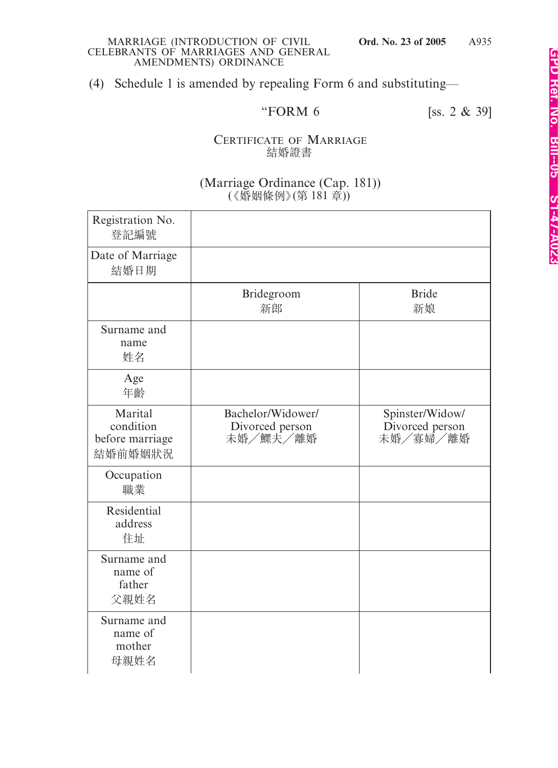(4) Schedule 1 is amended by repealing Form 6 and substituting—

"FORM 6 [ss. 2 & 39]

CERTIFICATE OF MARRIAGE
結婚證書

(Marriage Ordinance (Cap. 181))
(《婚姻條例》(第 181 章))

| Registration No. 登記編號 | | |
|---|---|---|
| Date of Marriage 結婚日期 | | |
| | Bridegroom 新郎 | Bride 新娘 |
| Surname and name 姓名 | | |
| Age 年齡 | | |
| Marital condition before marriage 結婚前婚姻狀況 | Bachelor/Widower/ Divorced person 未婚／鰥夫／離婚 | Spinster/Widow/ Divorced person 未婚／寡婦／離婚 |
| Occupation 職業 | | |
| Residential address 住址 | | |
| Surname and name of father 父親姓名 | | |
| Surname and name of mother 母親姓名 | | |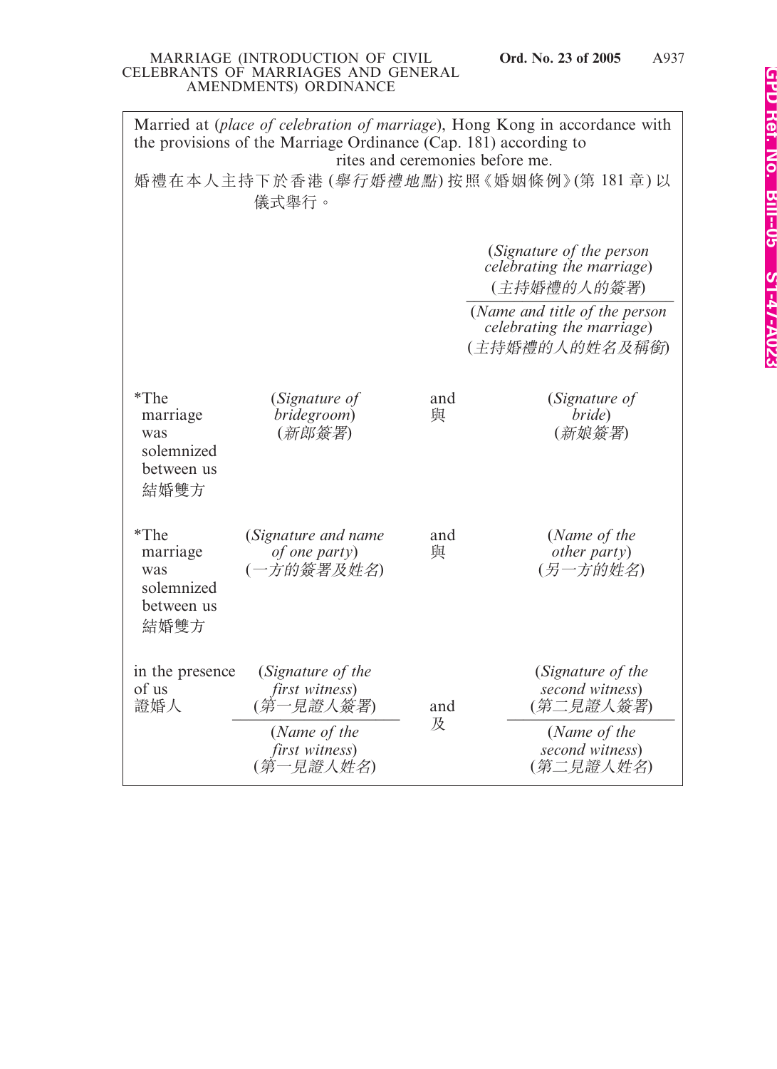Married at (*place of celebration of marriage*), Hong Kong in accordance with the provisions of the Marriage Ordinance (Cap. 181) according to rites and ceremonies before me.

婚禮在本人主持下於香港 (*舉行婚禮地點*) 按照《婚姻條例》(第 181 章) 以儀式舉行。

| | | | |
|---|---|---|---|
| | | | (*Signature of the person celebrating the marriage*) (*主持婚禮的人的簽署*) |
| | | | (*Name and title of the person celebrating the marriage*) (*主持婚禮的人的姓名及稱銜*) |
| *The marriage was solemnized between us 結婚雙方 | (*Signature of bridegroom*) (*新郎簽署*) | and 與 | (*Signature of bride*) (*新娘簽署*) |
| *The marriage was solemnized between us 結婚雙方 | (*Signature and name of one party*) (*一方的簽署及姓名*) | and 與 | (*Name of the other party*) (*另一方的姓名*) |
| in the presence of us 證婚人 | (*Signature of the first witness*) (*第一見證人簽署*) | and 及 | (*Signature of the second witness*) (*第二見證人簽署*) |
| | (*Name of the first witness*) (*第一見證人姓名*) | | (*Name of the second witness*) (*第二見證人姓名*) |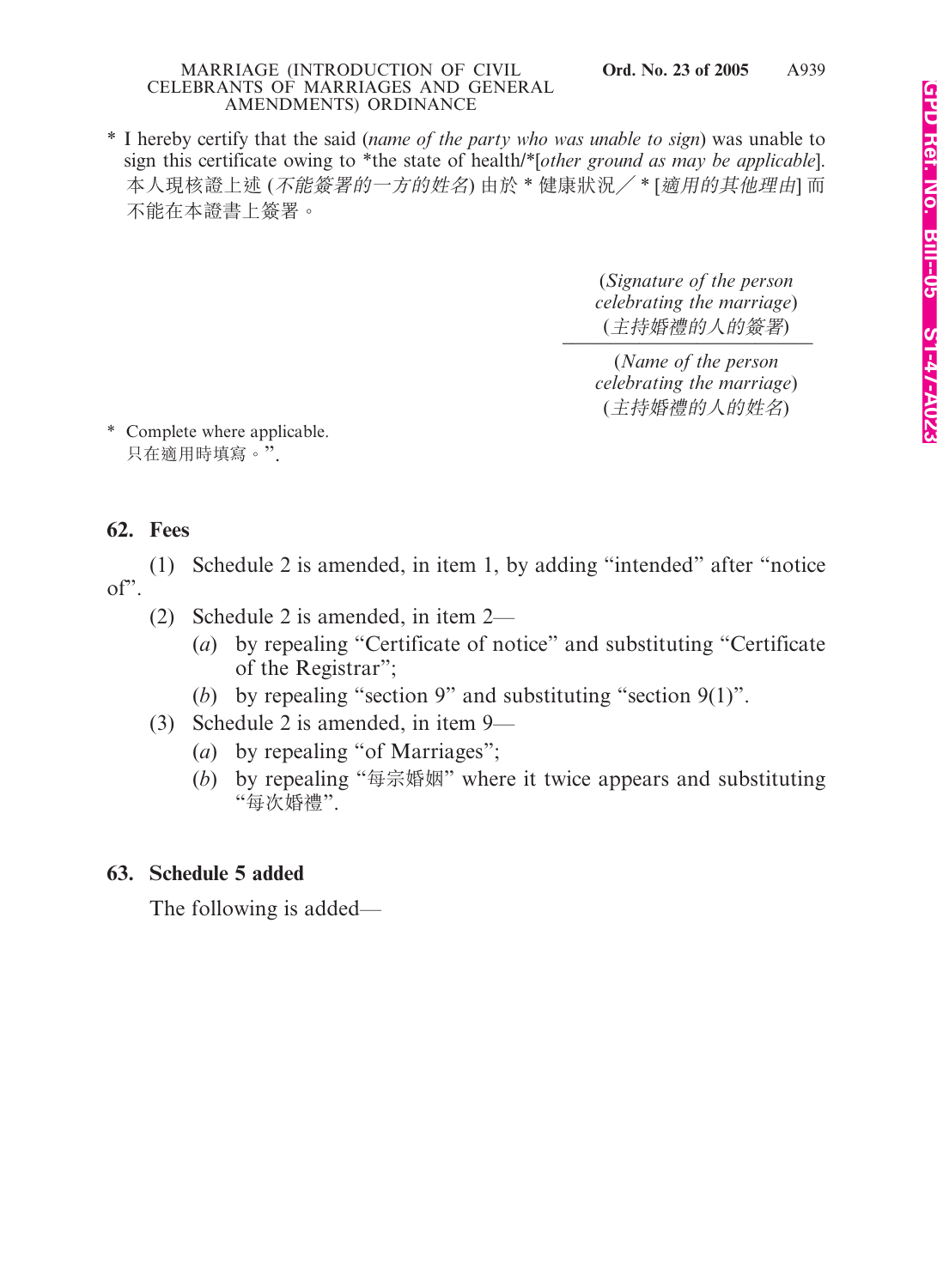\* I hereby certify that the said (*name of the party who was unable to sign*) was unable to sign this certificate owing to \*the state of health/\*[*other ground as may be applicable*].
本人現核證上述 (*不能簽署的一方的姓名*) 由於 \* 健康狀況／ \* [*適用的其他理由*] 而不能在本證書上簽署。

(*Signature of the person celebrating the marriage*)
(*主持婚禮的人的簽署*)

(*Name of the person celebrating the marriage*)
(*主持婚禮的人的姓名*)

\* Complete where applicable.
只在適用時填寫。”.

**62. Fees**

(1) Schedule 2 is amended, in item 1, by adding “intended” after “notice of”.

(2) Schedule 2 is amended, in item 2—

(*a*) by repealing “Certificate of notice” and substituting “Certificate of the Registrar”;

(*b*) by repealing “section 9” and substituting “section 9(1)”.

(3) Schedule 2 is amended, in item 9—

(*a*) by repealing “of Marriages”;

(*b*) by repealing “每宗婚姻” where it twice appears and substituting “每次婚禮”.

**63. Schedule 5 added**

The following is added—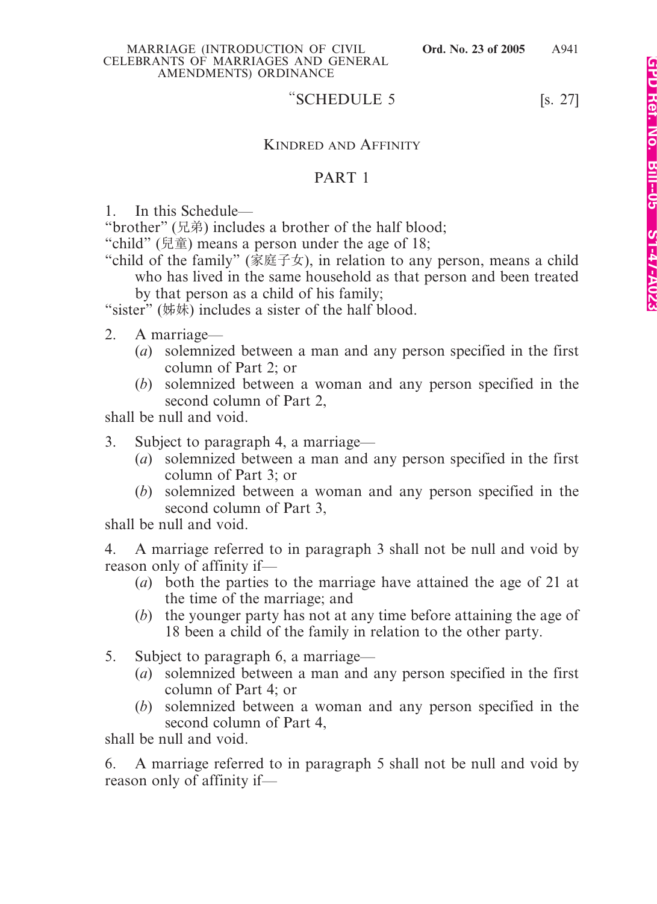“SCHEDULE 5 [s. 27]

## KINDRED AND AFFINITY

## PART 1

1. In this Schedule—

“brother” (兄弟) includes a brother of the half blood;

“child” (兒童) means a person under the age of 18;

“child of the family” (家庭子女), in relation to any person, means a child who has lived in the same household as that person and been treated by that person as a child of his family;

“sister” (姊妹) includes a sister of the half blood.

2. A marriage—

(*a*) solemnized between a man and any person specified in the first column of Part 2; or

(*b*) solemnized between a woman and any person specified in the second column of Part 2,

shall be null and void.

3. Subject to paragraph 4, a marriage—

(*a*) solemnized between a man and any person specified in the first column of Part 3; or

(*b*) solemnized between a woman and any person specified in the second column of Part 3,

shall be null and void.

4. A marriage referred to in paragraph 3 shall not be null and void by reason only of affinity if—

(*a*) both the parties to the marriage have attained the age of 21 at the time of the marriage; and

(*b*) the younger party has not at any time before attaining the age of 18 been a child of the family in relation to the other party.

5. Subject to paragraph 6, a marriage—

(*a*) solemnized between a man and any person specified in the first column of Part 4; or

(*b*) solemnized between a woman and any person specified in the second column of Part 4,

shall be null and void.

6. A marriage referred to in paragraph 5 shall not be null and void by reason only of affinity if—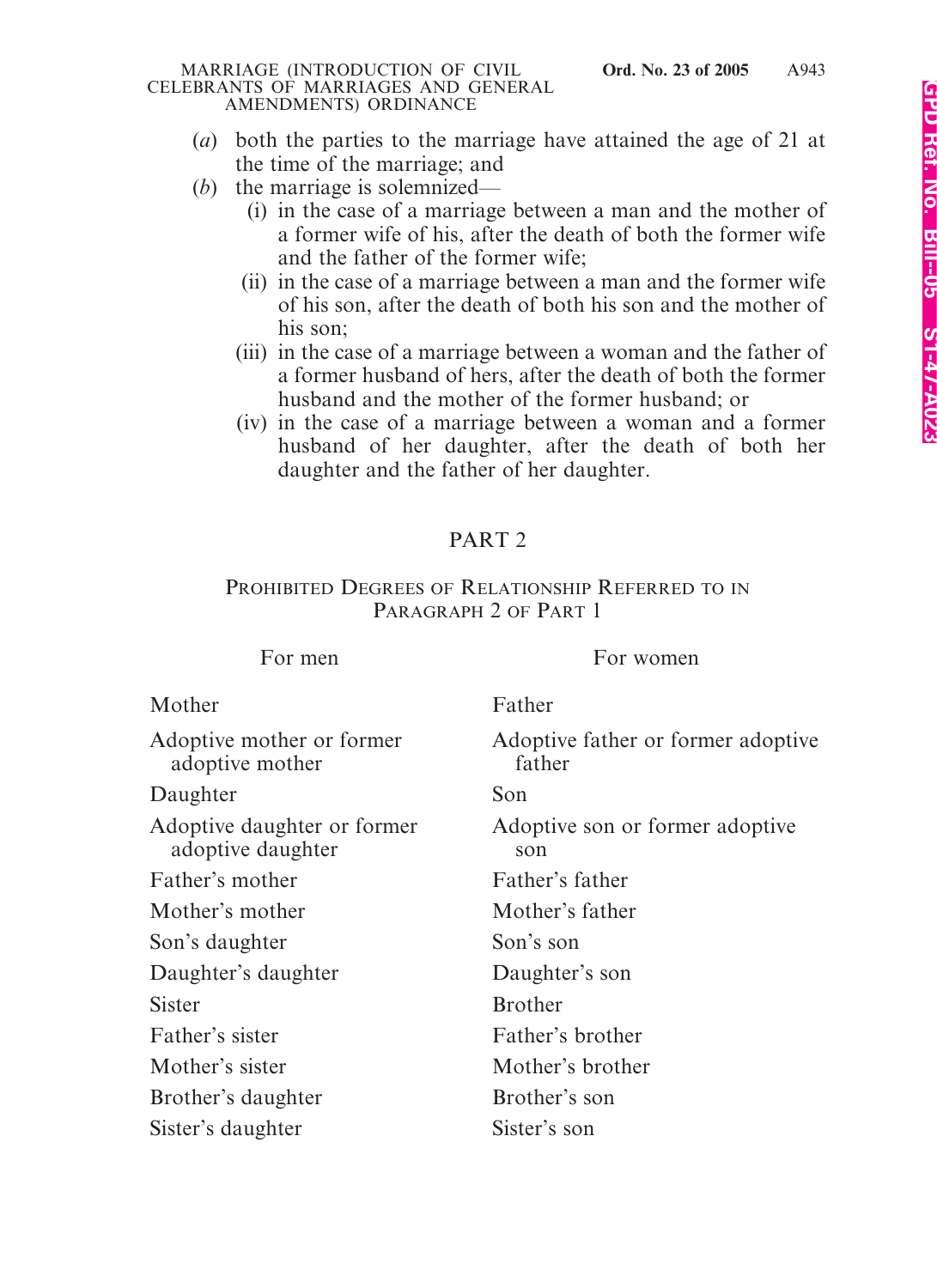(*a*) both the parties to the marriage have attained the age of 21 at the time of the marriage; and

(*b*) the marriage is solemnized—

(i) in the case of a marriage between a man and the mother of a former wife of his, after the death of both the former wife and the father of the former wife;

(ii) in the case of a marriage between a man and the former wife of his son, after the death of both his son and the mother of his son;

(iii) in the case of a marriage between a woman and the father of a former husband of hers, after the death of both the former husband and the mother of the former husband; or

(iv) in the case of a marriage between a woman and a former husband of her daughter, after the death of both her daughter and the father of her daughter.

## PART 2

### PROHIBITED DEGREES OF RELATIONSHIP REFERRED TO IN PARAGRAPH 2 OF PART 1

| For men | For women |
|---|---|
| Mother | Father |
| Adoptive mother or former adoptive mother | Adoptive father or former adoptive father |
| Daughter | Son |
| Adoptive daughter or former adoptive daughter | Adoptive son or former adoptive son |
| Father's mother | Father's father |
| Mother's mother | Mother's father |
| Son's daughter | Son's son |
| Daughter's daughter | Daughter's son |
| Sister | Brother |
| Father's sister | Father's brother |
| Mother's sister | Mother's brother |
| Brother's daughter | Brother's son |
| Sister's daughter | Sister's son |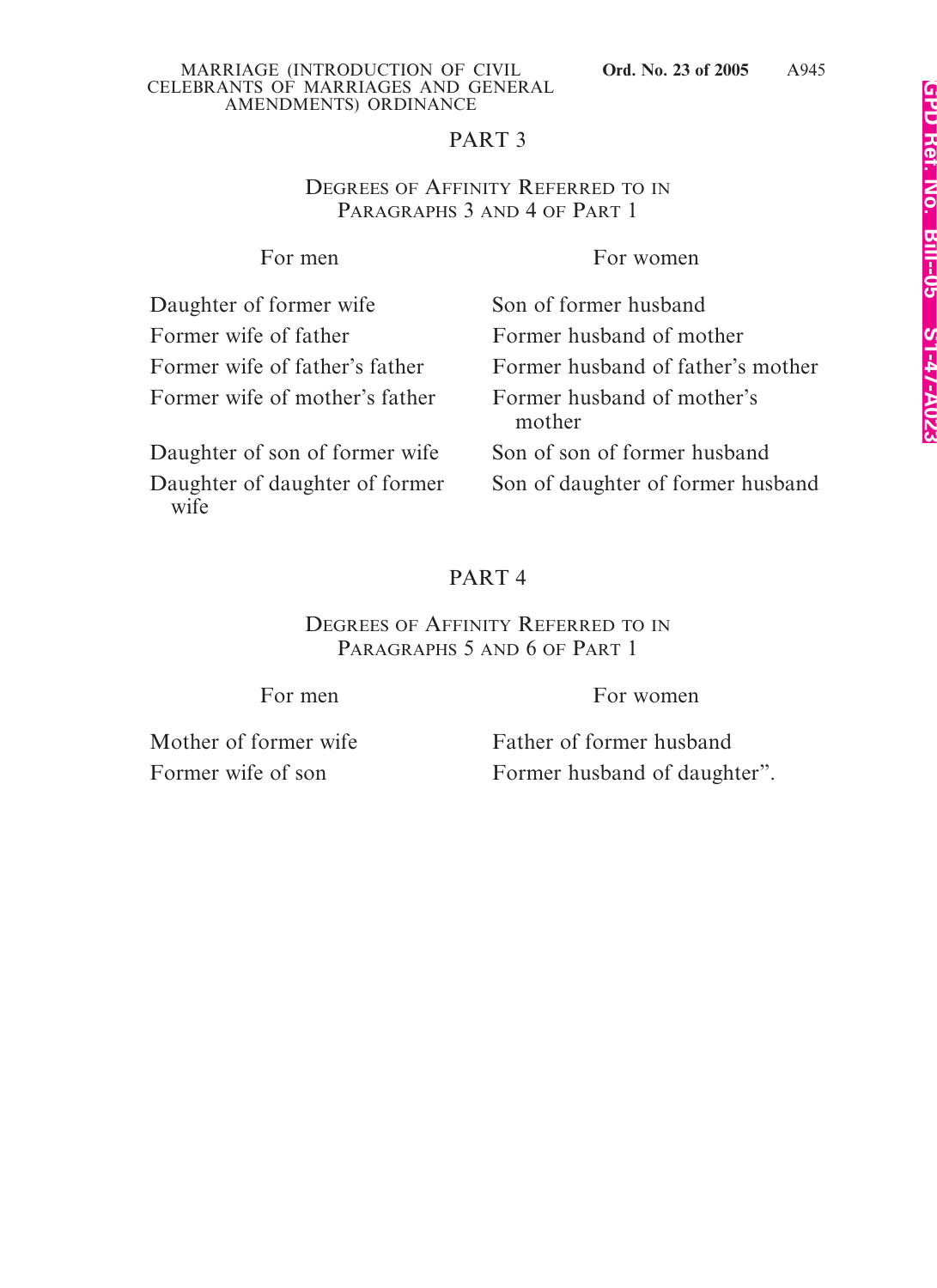## PART 3

### Degrees of Affinity Referred to in Paragraphs 3 and 4 of Part 1

| For men | For women |
|---|---|
| Daughter of former wife | Son of former husband |
| Former wife of father | Former husband of mother |
| Former wife of father's father | Former husband of father's mother |
| Former wife of mother's father | Former husband of mother's mother |
| Daughter of son of former wife | Son of son of former husband |
| Daughter of daughter of former wife | Son of daughter of former husband |

## PART 4

### Degrees of Affinity Referred to in Paragraphs 5 and 6 of Part 1

| For men | For women |
|---|---|
| Mother of former wife | Father of former husband |
| Former wife of son | Former husband of daughter". |